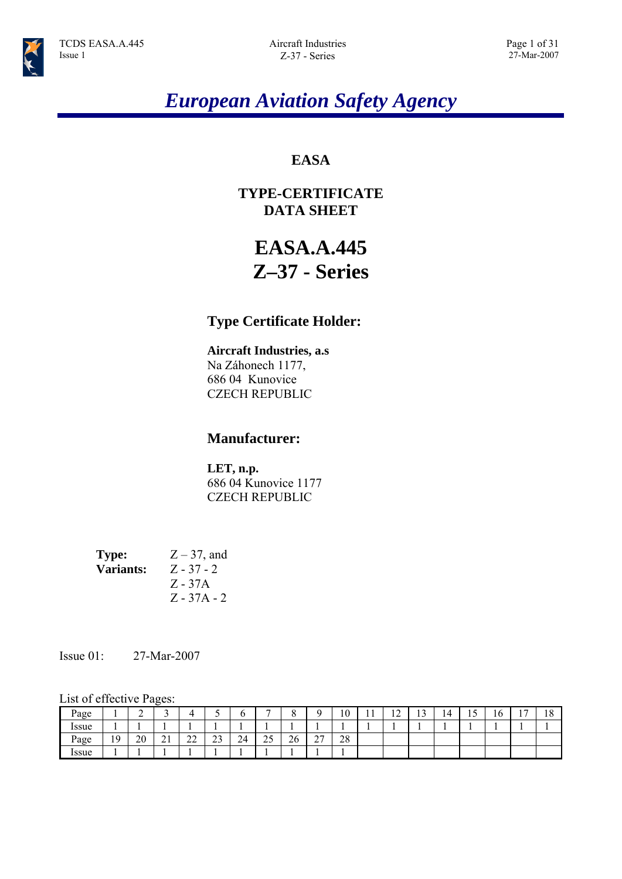# *European Aviation Safety Agency*

**EASA**

**TYPE-CERTIFICATE DATA SHEET**

# EASA.A.445
# Z–37 - Series

## Type Certificate Holder:

**Aircraft Industries, a.s**
Na Záhonech 1177,
686 04 Kunovice
CZECH REPUBLIC

## Manufacturer:

**LET, n.p.**
686 04 Kunovice 1177
CZECH REPUBLIC

**Type:** Z – 37, and
**Variants:** Z - 37 - 2
Z - 37A
Z - 37A - 2

Issue 01: 27-Mar-2007

List of effective Pages:

| Page | 1 | 2 | 3 | 4 | 5 | 6 | 7 | 8 | 9 | 10 | 11 | 12 | 13 | 14 | 15 | 16 | 17 | 18 |
|---|---|---|---|---|---|---|---|---|---|---|---|---|---|---|---|---|---|---|
| Issue | 1 | 1 | 1 | 1 | 1 | 1 | 1 | 1 | 1 | 1 | 1 | 1 | 1 | 1 | 1 | 1 | 1 | 1 |
| Page | 19 | 20 | 21 | 22 | 23 | 24 | 25 | 26 | 27 | 28 | | | | | | | | |
| Issue | 1 | 1 | 1 | 1 | 1 | 1 | 1 | 1 | 1 | 1 | | | | | | | | |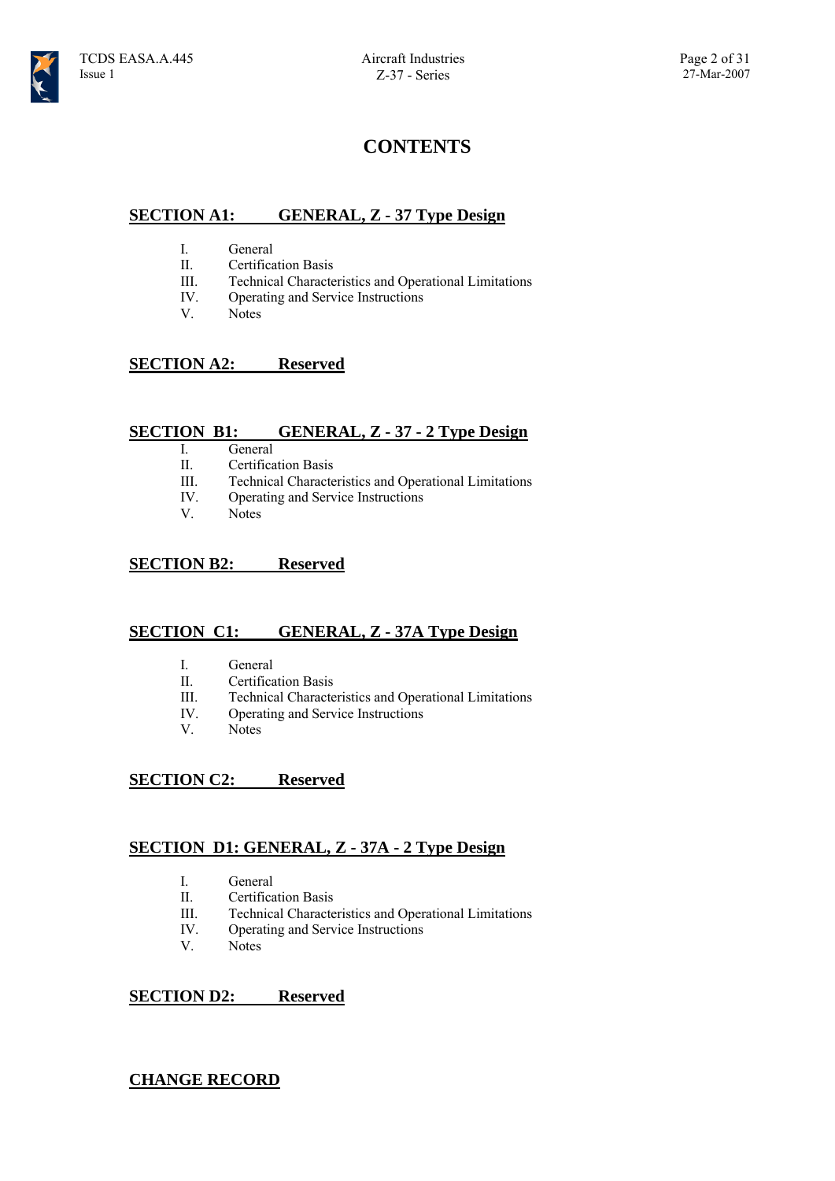# CONTENTS

## SECTION A1: GENERAL, Z - 37 Type Design

I. General
II. Certification Basis
III. Technical Characteristics and Operational Limitations
IV. Operating and Service Instructions
V. Notes

## SECTION A2: Reserved

## SECTION B1: GENERAL, Z - 37 - 2 Type Design

I. General
II. Certification Basis
III. Technical Characteristics and Operational Limitations
IV. Operating and Service Instructions
V. Notes

## SECTION B2: Reserved

## SECTION C1: GENERAL, Z - 37A Type Design

I. General
II. Certification Basis
III. Technical Characteristics and Operational Limitations
IV. Operating and Service Instructions
V. Notes

## SECTION C2: Reserved

## SECTION D1: GENERAL, Z - 37A - 2 Type Design

I. General
II. Certification Basis
III. Technical Characteristics and Operational Limitations
IV. Operating and Service Instructions
V. Notes

## SECTION D2: Reserved

## CHANGE RECORD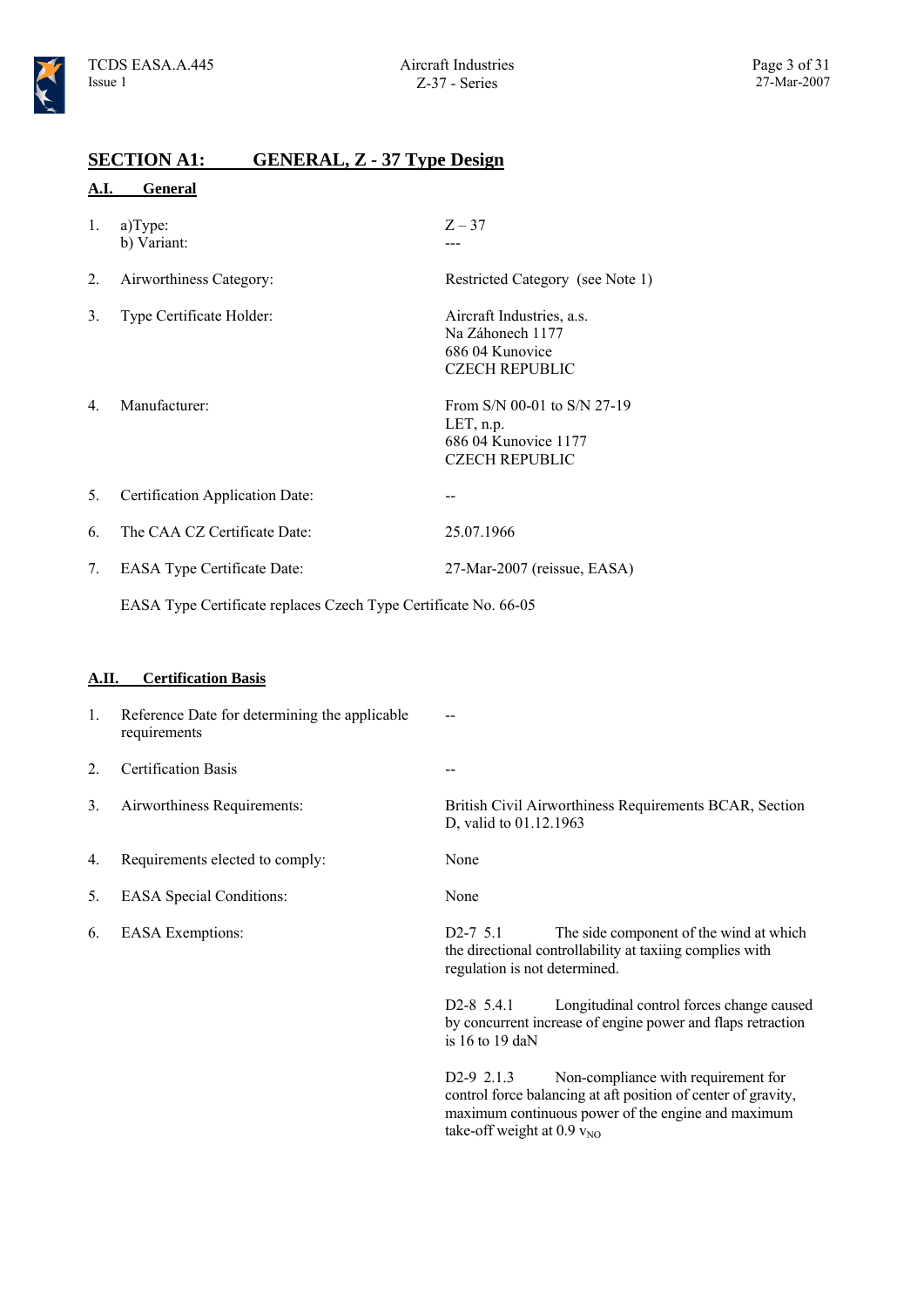## SECTION A1: GENERAL, Z - 37 Type Design

### A.I. General

1. a)Type: Z – 37
   b) Variant: ---

2. Airworthiness Category: Restricted Category (see Note 1)

3. Type Certificate Holder: Aircraft Industries, a.s.
   Na Záhonech 1177
   686 04 Kunovice
   CZECH REPUBLIC

4. Manufacturer: From S/N 00-01 to S/N 27-19
   LET, n.p.
   686 04 Kunovice 1177
   CZECH REPUBLIC

5. Certification Application Date: --

6. The CAA CZ Certificate Date: 25.07.1966

7. EASA Type Certificate Date: 27-Mar-2007 (reissue, EASA)

   EASA Type Certificate replaces Czech Type Certificate No. 66-05

### A.II. Certification Basis

1. Reference Date for determining the applicable requirements: --

2. Certification Basis: --

3. Airworthiness Requirements: British Civil Airworthiness Requirements BCAR, Section D, valid to 01.12.1963

4. Requirements elected to comply: None

5. EASA Special Conditions: None

6. EASA Exemptions:

   D2-7 5.1 The side component of the wind at which the directional controllability at taxiing complies with regulation is not determined.

   D2-8 5.4.1 Longitudinal control forces change caused by concurrent increase of engine power and flaps retraction is 16 to 19 daN

   D2-9 2.1.3 Non-compliance with requirement for control force balancing at aft position of center of gravity, maximum continuous power of the engine and maximum take-off weight at 0.9 $v_{NO}$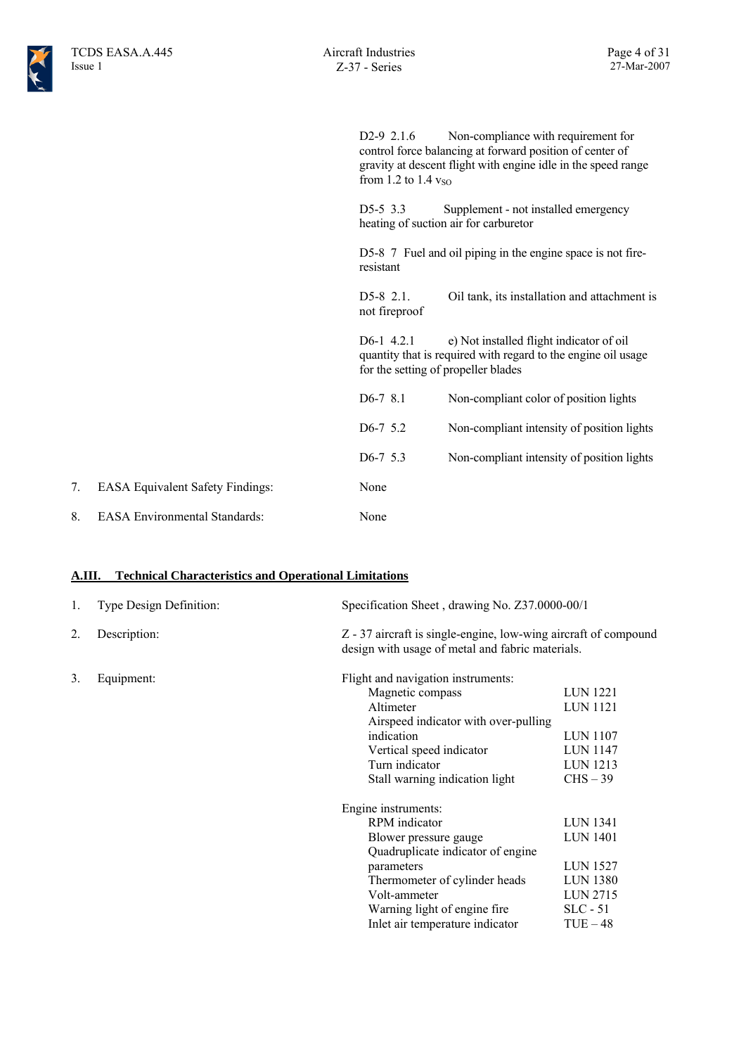D2-9 2.1.6 Non-compliance with requirement for control force balancing at forward position of center of gravity at descent flight with engine idle in the speed range from 1.2 to 1.4 $v_{SO}$

D5-5 3.3 Supplement - not installed emergency heating of suction air for carburetor

D5-8 7 Fuel and oil piping in the engine space is not fire-resistant

D5-8 2.1. Oil tank, its installation and attachment is not fireproof

D6-1 4.2.1 e) Not installed flight indicator of oil quantity that is required with regard to the engine oil usage for the setting of propeller blades

D6-7 8.1 Non-compliant color of position lights

D6-7 5.2 Non-compliant intensity of position lights

D6-7 5.3 Non-compliant intensity of position lights

7. EASA Equivalent Safety Findings: None

8. EASA Environmental Standards: None

## A.III. Technical Characteristics and Operational Limitations

1. Type Design Definition: Specification Sheet , drawing No. Z37.0000-00/1

2. Description: Z - 37 aircraft is single-engine, low-wing aircraft of compound design with usage of metal and fabric materials.

3. Equipment:

Flight and navigation instruments:

| | |
|---|---|
| Magnetic compass | LUN 1221 |
| Altimeter | LUN 1121 |
| Airspeed indicator with over-pulling indication | LUN 1107 |
| Vertical speed indicator | LUN 1147 |
| Turn indicator | LUN 1213 |
| Stall warning indication light | CHS – 39 |

Engine instruments:

| | |
|---|---|
| RPM indicator | LUN 1341 |
| Blower pressure gauge | LUN 1401 |
| Quadruplicate indicator of engine parameters | LUN 1527 |
| Thermometer of cylinder heads | LUN 1380 |
| Volt-ammeter | LUN 2715 |
| Warning light of engine fire | SLC - 51 |
| Inlet air temperature indicator | TUE – 48 |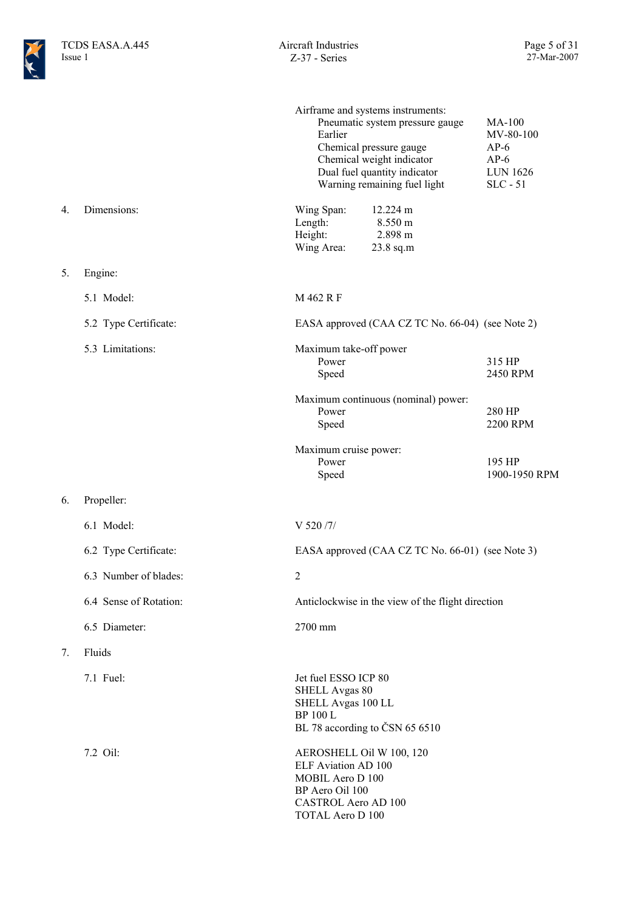Airframe and systems instruments:

| | |
|---|---|
| Pneumatic system pressure gauge | MA-100 |
| Earlier | MV-80-100 |
| Chemical pressure gauge | AP-6 |
| Chemical weight indicator | AP-6 |
| Dual fuel quantity indicator | LUN 1626 |
| Warning remaining fuel light | SLC - 51 |

4. Dimensions:

| | |
|---|---|
| Wing Span: | 12.224 m |
| Length: | 8.550 m |
| Height: | 2.898 m |
| Wing Area: | 23.8 sq.m |

5. Engine:

5.1 Model: M 462 R F

5.2 Type Certificate: EASA approved (CAA CZ TC No. 66-04) (see Note 2)

5.3 Limitations:

Maximum take-off power

| | |
|---|---|
| Power | 315 HP |
| Speed | 2450 RPM |

Maximum continuous (nominal) power:

| | |
|---|---|
| Power | 280 HP |
| Speed | 2200 RPM |

Maximum cruise power:

| | |
|---|---|
| Power | 195 HP |
| Speed | 1900-1950 RPM |

6. Propeller:

6.1 Model: V 520 /7/

6.2 Type Certificate: EASA approved (CAA CZ TC No. 66-01) (see Note 3)

6.3 Number of blades: 2

6.4 Sense of Rotation: Anticlockwise in the view of the flight direction

6.5 Diameter: 2700 mm

7. Fluids

7.1 Fuel:

Jet fuel ESSO ICP 80
SHELL Avgas 80
SHELL Avgas 100 LL
BP 100 L
BL 78 according to ČSN 65 6510

7.2 Oil:

AEROSHELL Oil W 100, 120
ELF Aviation AD 100
MOBIL Aero D 100
BP Aero Oil 100
CASTROL Aero AD 100
TOTAL Aero D 100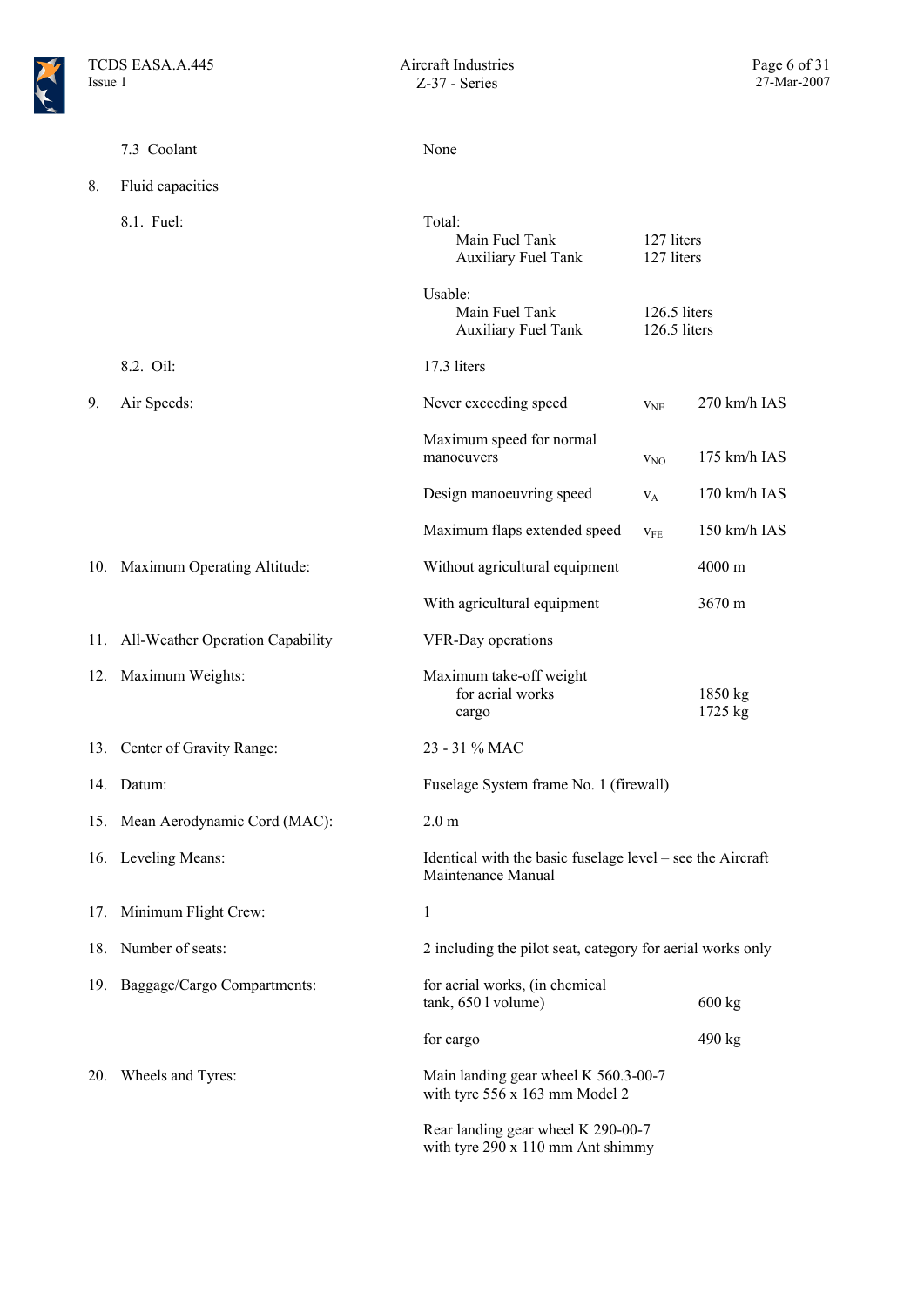7.3 Coolant — None

8. Fluid capacities

8.1. Fuel:

| | | |
|---|---|---|
| Total: | | |
| | Main Fuel Tank | 127 liters |
| | Auxiliary Fuel Tank | 127 liters |
| Usable: | | |
| | Main Fuel Tank | 126.5 liters |
| | Auxiliary Fuel Tank | 126.5 liters |

8.2. Oil: 17.3 liters

9. Air Speeds:

| | | |
|---|---|---|
| Never exceeding speed | $v_{NE}$ | 270 km/h IAS |
| Maximum speed for normal manoeuvers | $v_{NO}$ | 175 km/h IAS |
| Design manoeuvring speed | $v_{A}$ | 170 km/h IAS |
| Maximum flaps extended speed | $v_{FE}$ | 150 km/h IAS |

10. Maximum Operating Altitude:

| | |
|---|---|
| Without agricultural equipment | 4000 m |
| With agricultural equipment | 3670 m |

11. All-Weather Operation Capability: VFR-Day operations

12. Maximum Weights:

| | |
|---|---|
| Maximum take-off weight | |
| for aerial works | 1850 kg |
| cargo | 1725 kg |

13. Center of Gravity Range: 23 - 31 % MAC

14. Datum: Fuselage System frame No. 1 (firewall)

15. Mean Aerodynamic Cord (MAC): 2.0 m

16. Leveling Means: Identical with the basic fuselage level – see the Aircraft Maintenance Manual

17. Minimum Flight Crew: 1

18. Number of seats: 2 including the pilot seat, category for aerial works only

19. Baggage/Cargo Compartments:

| | |
|---|---|
| for aerial works, (in chemical tank, 650 l volume) | 600 kg |
| for cargo | 490 kg |

20. Wheels and Tyres:

Main landing gear wheel K 560.3-00-7 with tyre 556 x 163 mm Model 2

Rear landing gear wheel K 290-00-7 with tyre 290 x 110 mm Ant shimmy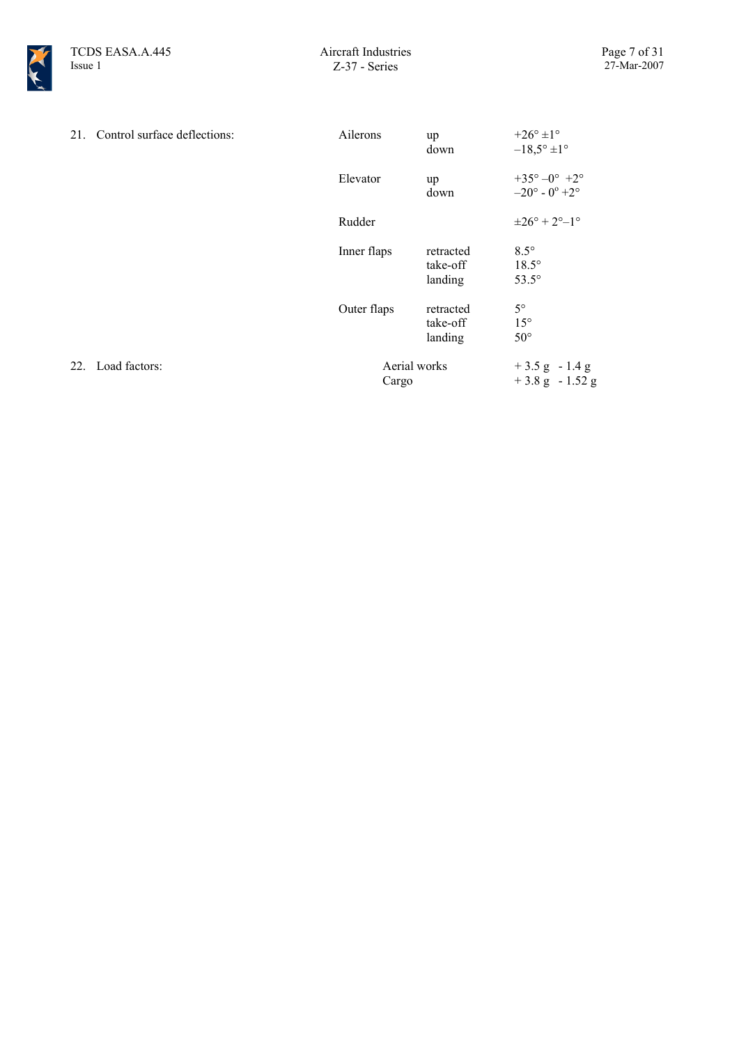21. Control surface deflections:

| | | |
|---|---|---|
| Ailerons | up | +26° ±1° |
| | down | –18,5° ±1° |
| Elevator | up | +35° –0° +2° |
| | down | –20° - 0° +2° |
| Rudder | | ±26° + 2°–1° |
| Inner flaps | retracted | 8.5° |
| | take-off | 18.5° |
| | landing | 53.5° |
| Outer flaps | retracted | 5° |
| | take-off | 15° |
| | landing | 50° |

22. Load factors:

| | |
|---|---|
| Aerial works | + 3.5 g - 1.4 g |
| Cargo | + 3.8 g - 1.52 g |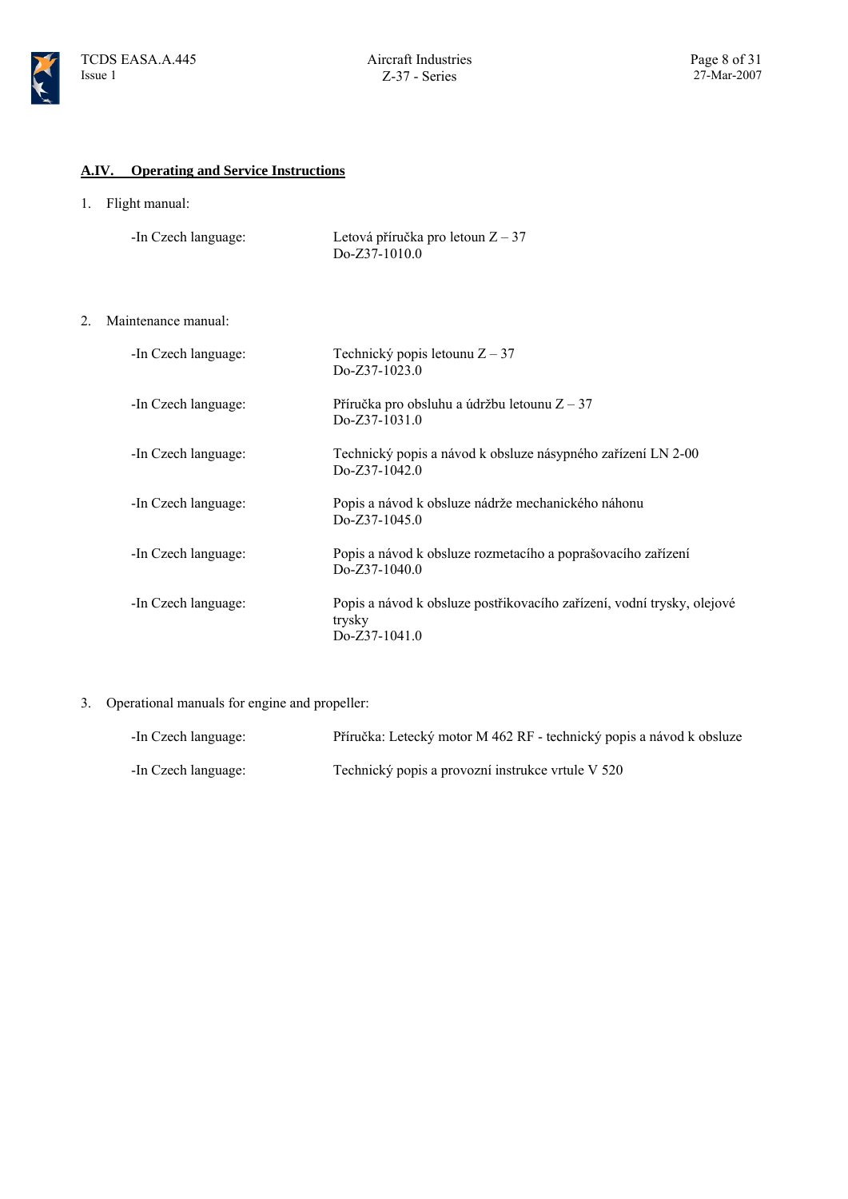## A.IV. Operating and Service Instructions

1. Flight manual:

| | |
|---|---|
| -In Czech language: | Letová příručka pro letoun Z – 37<br>Do-Z37-1010.0 |

2. Maintenance manual:

| | |
|---|---|
| -In Czech language: | Technický popis letounu Z – 37<br>Do-Z37-1023.0 |
| -In Czech language: | Příručka pro obsluhu a údržbu letounu Z – 37<br>Do-Z37-1031.0 |
| -In Czech language: | Technický popis a návod k obsluze násypného zařízení LN 2-00<br>Do-Z37-1042.0 |
| -In Czech language: | Popis a návod k obsluze nádrže mechanického náhonu<br>Do-Z37-1045.0 |
| -In Czech language: | Popis a návod k obsluze rozmetacího a poprašovacího zařízení<br>Do-Z37-1040.0 |
| -In Czech language: | Popis a návod k obsluze postřikovacího zařízení, vodní trysky, olejové trysky<br>Do-Z37-1041.0 |

3. Operational manuals for engine and propeller:

| | |
|---|---|
| -In Czech language: | Příručka: Letecký motor M 462 RF - technický popis a návod k obsluze |
| -In Czech language: | Technický popis a provozní instrukce vrtule V 520 |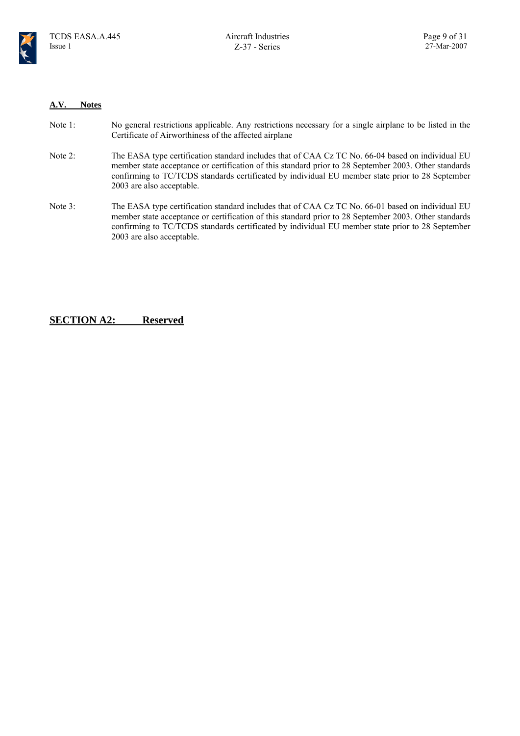## A.V. Notes

Note 1: No general restrictions applicable. Any restrictions necessary for a single airplane to be listed in the Certificate of Airworthiness of the affected airplane

Note 2: The EASA type certification standard includes that of CAA Cz TC No. 66-04 based on individual EU member state acceptance or certification of this standard prior to 28 September 2003. Other standards confirming to TC/TCDS standards certificated by individual EU member state prior to 28 September 2003 are also acceptable.

Note 3: The EASA type certification standard includes that of CAA Cz TC No. 66-01 based on individual EU member state acceptance or certification of this standard prior to 28 September 2003. Other standards confirming to TC/TCDS standards certificated by individual EU member state prior to 28 September 2003 are also acceptable.

# SECTION A2: Reserved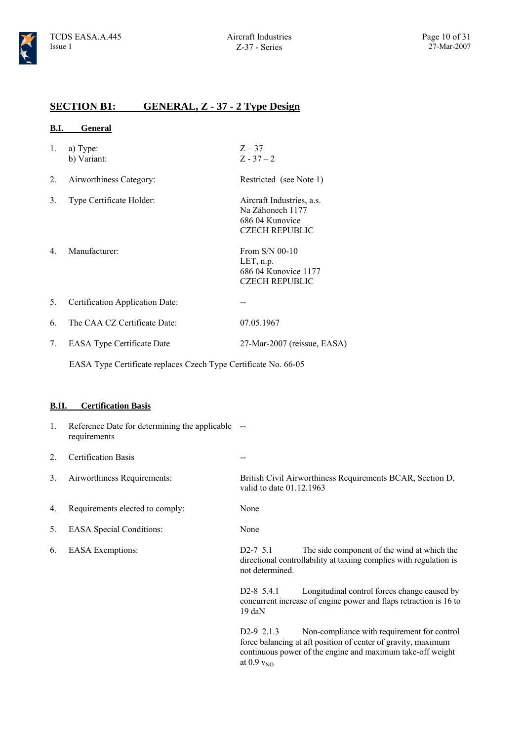## SECTION B1: GENERAL, Z - 37 - 2 Type Design

### B.I. General

1. a) Type: Z – 37
   b) Variant: Z - 37 – 2

2. Airworthiness Category: Restricted (see Note 1)

3. Type Certificate Holder: Aircraft Industries, a.s.
   Na Záhonech 1177
   686 04 Kunovice
   CZECH REPUBLIC

4. Manufacturer: From S/N 00-10
   LET, n.p.
   686 04 Kunovice 1177
   CZECH REPUBLIC

5. Certification Application Date: --

6. The CAA CZ Certificate Date: 07.05.1967

7. EASA Type Certificate Date 27-Mar-2007 (reissue, EASA)

   EASA Type Certificate replaces Czech Type Certificate No. 66-05

### B.II. Certification Basis

1. Reference Date for determining the applicable requirements --

2. Certification Basis --

3. Airworthiness Requirements: British Civil Airworthiness Requirements BCAR, Section D, valid to date 01.12.1963

4. Requirements elected to comply: None

5. EASA Special Conditions: None

6. EASA Exemptions:

   D2-7 5.1 The side component of the wind at which the directional controllability at taxiing complies with regulation is not determined.

   D2-8 5.4.1 Longitudinal control forces change caused by concurrent increase of engine power and flaps retraction is 16 to 19 daN

   D2-9 2.1.3 Non-compliance with requirement for control force balancing at aft position of center of gravity, maximum continuous power of the engine and maximum take-off weight at 0.9 $v_{NO}$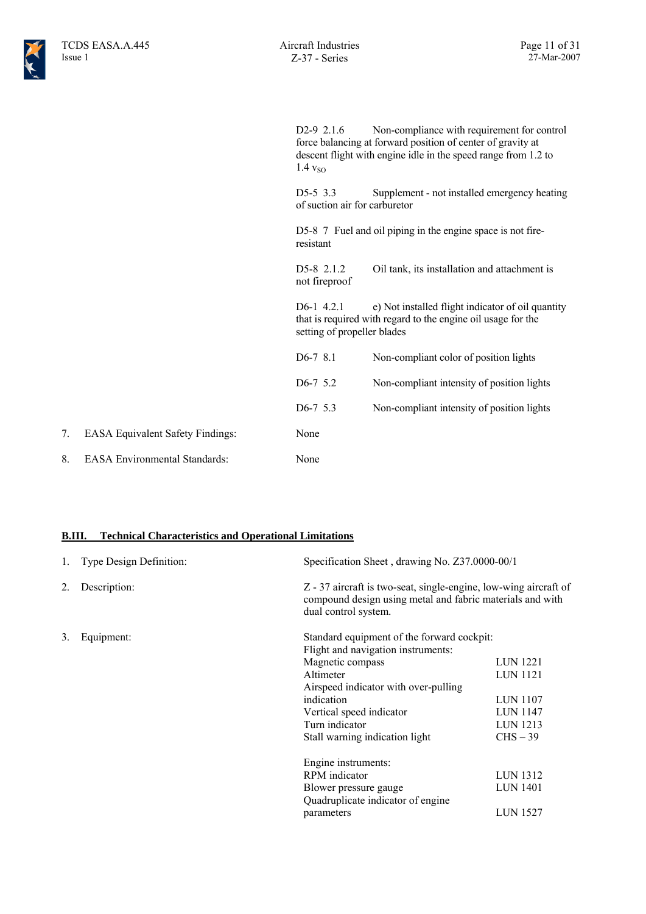| | |
|---|---|
| D2-9 2.1.6 | Non-compliance with requirement for control force balancing at forward position of center of gravity at descent flight with engine idle in the speed range from 1.2 to 1.4 $v_{SO}$ |
| D5-5 3.3 | Supplement - not installed emergency heating of suction air for carburetor |
| D5-8 7 | Fuel and oil piping in the engine space is not fire-resistant |
| D5-8 2.1.2 | Oil tank, its installation and attachment is not fireproof |
| D6-1 4.2.1 | e) Not installed flight indicator of oil quantity that is required with regard to the engine oil usage for the setting of propeller blades |
| D6-7 8.1 | Non-compliant color of position lights |
| D6-7 5.2 | Non-compliant intensity of position lights |
| D6-7 5.3 | Non-compliant intensity of position lights |

7. EASA Equivalent Safety Findings: None

8. EASA Environmental Standards: None

## B.III. Technical Characteristics and Operational Limitations

1. Type Design Definition: Specification Sheet , drawing No. Z37.0000-00/1

2. Description: Z - 37 aircraft is two-seat, single-engine, low-wing aircraft of compound design using metal and fabric materials and with dual control system.

3. Equipment: Standard equipment of the forward cockpit:

Flight and navigation instruments:

| | |
|---|---|
| Magnetic compass | LUN 1221 |
| Altimeter | LUN 1121 |
| Airspeed indicator with over-pulling indication | LUN 1107 |
| Vertical speed indicator | LUN 1147 |
| Turn indicator | LUN 1213 |
| Stall warning indication light | CHS – 39 |

Engine instruments:

| | |
|---|---|
| RPM indicator | LUN 1312 |
| Blower pressure gauge | LUN 1401 |
| Quadruplicate indicator of engine parameters | LUN 1527 |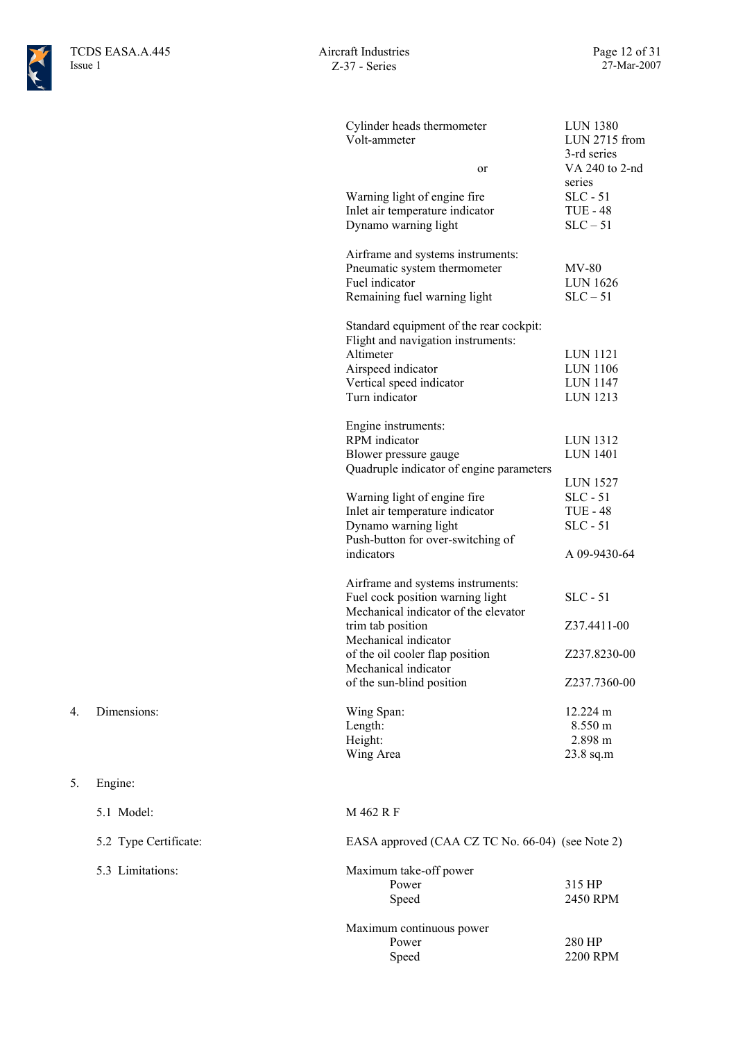| | |
|---|---|
| Cylinder heads thermometer | LUN 1380 |
| Volt-ammeter | LUN 2715 from 3-rd series |
| or | VA 240 to 2-nd series |
| Warning light of engine fire | SLC - 51 |
| Inlet air temperature indicator | TUE - 48 |
| Dynamo warning light | SLC – 51 |

Airframe and systems instruments:

| | |
|---|---|
| Pneumatic system thermometer | MV-80 |
| Fuel indicator | LUN 1626 |
| Remaining fuel warning light | SLC – 51 |

Standard equipment of the rear cockpit:

Flight and navigation instruments:

| | |
|---|---|
| Altimeter | LUN 1121 |
| Airspeed indicator | LUN 1106 |
| Vertical speed indicator | LUN 1147 |
| Turn indicator | LUN 1213 |

Engine instruments:

| | |
|---|---|
| RPM indicator | LUN 1312 |
| Blower pressure gauge | LUN 1401 |
| Quadruple indicator of engine parameters | LUN 1527 |
| Warning light of engine fire | SLC - 51 |
| Inlet air temperature indicator | TUE - 48 |
| Dynamo warning light | SLC - 51 |
| Push-button for over-switching of indicators | A 09-9430-64 |

Airframe and systems instruments:

| | |
|---|---|
| Fuel cock position warning light | SLC - 51 |
| Mechanical indicator of the elevator trim tab position | Z37.4411-00 |
| Mechanical indicator of the oil cooler flap position | Z237.8230-00 |
| Mechanical indicator of the sun-blind position | Z237.7360-00 |

4. Dimensions:

| | |
|---|---|
| Wing Span: | 12.224 m |
| Length: | 8.550 m |
| Height: | 2.898 m |
| Wing Area | 23.8 sq.m |

5. Engine:

5.1 Model: M 462 R F

5.2 Type Certificate: EASA approved (CAA CZ TC No. 66-04) (see Note 2)

5.3 Limitations:

| | |
|---|---|
| Maximum take-off power | |
| Power | 315 HP |
| Speed | 2450 RPM |
| Maximum continuous power | |
| Power | 280 HP |
| Speed | 2200 RPM |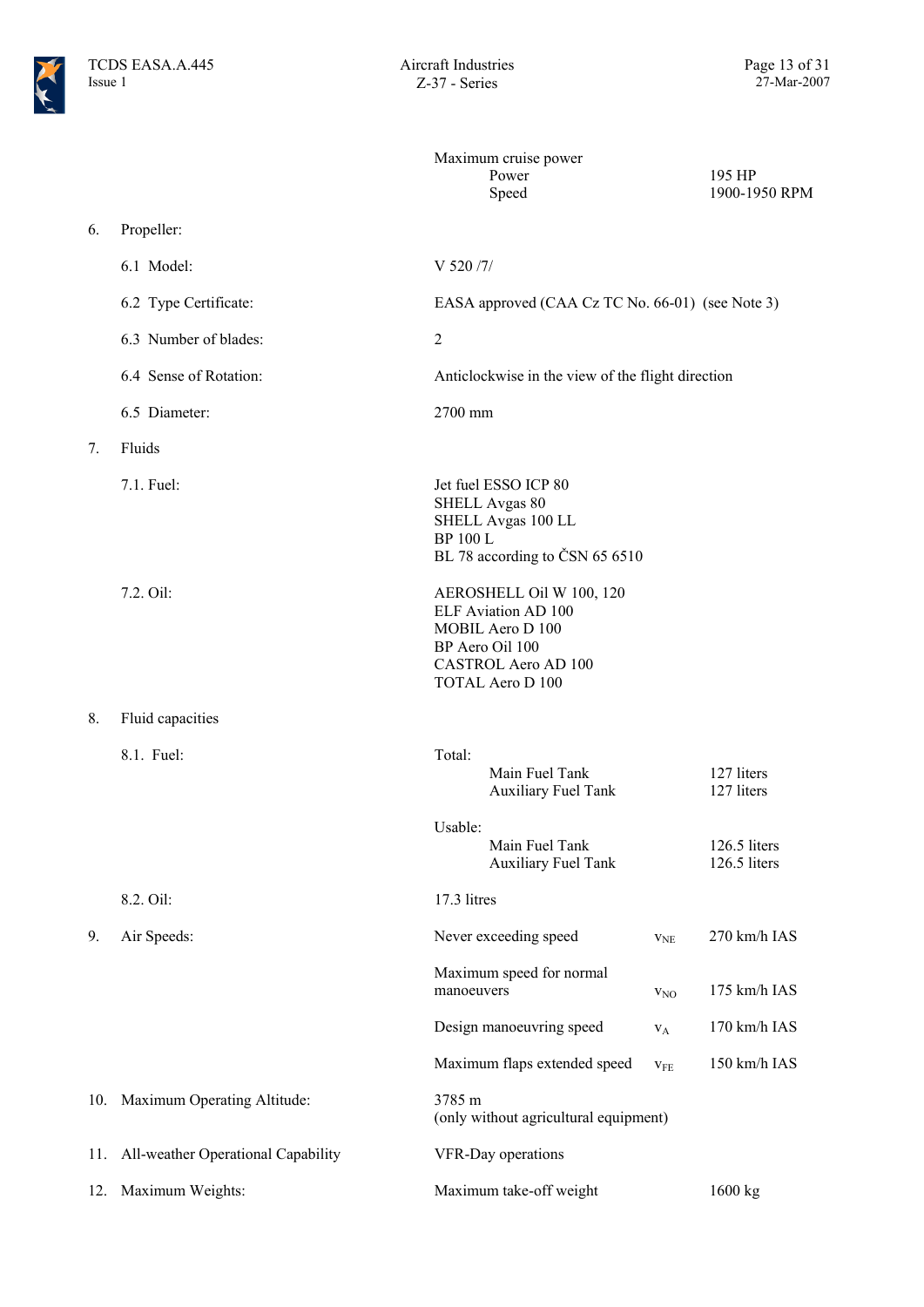| | | | |
|---|---|---|---|
| | Maximum cruise power | | |
| | Power | | 195 HP |
| | Speed | | 1900-1950 RPM |
| **6. Propeller:** | | | |
| 6.1 Model: | V 520 /7/ | | |
| 6.2 Type Certificate: | EASA approved (CAA Cz TC No. 66-01) (see Note 3) | | |
| 6.3 Number of blades: | 2 | | |
| 6.4 Sense of Rotation: | Anticlockwise in the view of the flight direction | | |
| 6.5 Diameter: | 2700 mm | | |
| **7. Fluids** | | | |
| 7.1. Fuel: | Jet fuel ESSO ICP 80<br>SHELL Avgas 80<br>SHELL Avgas 100 LL<br>BP 100 L<br>BL 78 according to ČSN 65 6510 | | |
| 7.2. Oil: | AEROSHELL Oil W 100, 120<br>ELF Aviation AD 100<br>MOBIL Aero D 100<br>BP Aero Oil 100<br>CASTROL Aero AD 100<br>TOTAL Aero D 100 | | |
| **8. Fluid capacities** | | | |
| 8.1. Fuel: | Total: | | |
| | Main Fuel Tank | | 127 liters |
| | Auxiliary Fuel Tank | | 127 liters |
| | Usable: | | |
| | Main Fuel Tank | | 126.5 liters |
| | Auxiliary Fuel Tank | | 126.5 liters |
| 8.2. Oil: | 17.3 litres | | |
| **9. Air Speeds:** | Never exceeding speed | $v_{NE}$ | 270 km/h IAS |
| | Maximum speed for normal manoeuvers | $v_{NO}$ | 175 km/h IAS |
| | Design manoeuvring speed | $v_A$ | 170 km/h IAS |
| | Maximum flaps extended speed | $v_{FE}$ | 150 km/h IAS |
| **10. Maximum Operating Altitude:** | 3785 m<br>(only without agricultural equipment) | | |
| **11. All-weather Operational Capability** | VFR-Day operations | | |
| **12. Maximum Weights:** | Maximum take-off weight | | 1600 kg |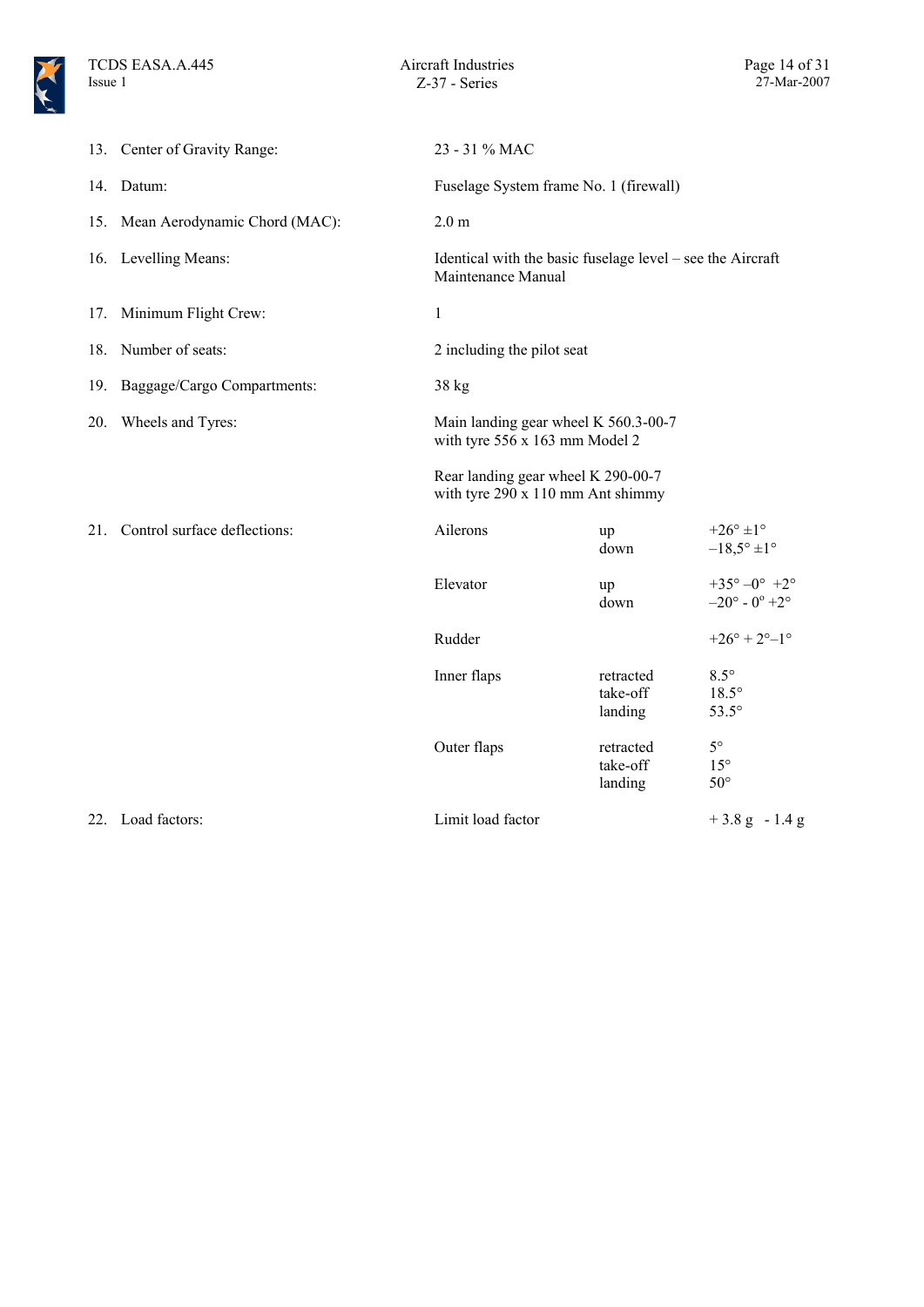13. Center of Gravity Range: 23 - 31 % MAC

14. Datum: Fuselage System frame No. 1 (firewall)

15. Mean Aerodynamic Chord (MAC): 2.0 m

16. Levelling Means: Identical with the basic fuselage level – see the Aircraft Maintenance Manual

17. Minimum Flight Crew: 1

18. Number of seats: 2 including the pilot seat

19. Baggage/Cargo Compartments: 38 kg

20. Wheels and Tyres:

Main landing gear wheel K 560.3-00-7 with tyre 556 x 163 mm Model 2

Rear landing gear wheel K 290-00-7 with tyre 290 x 110 mm Ant shimmy

21. Control surface deflections:

| | | |
|---|---|---|
| Ailerons | up | +26° ±1° |
| | down | –18,5° ±1° |
| Elevator | up | +35° –0° +2° |
| | down | –20° - 0° +2° |
| Rudder | | +26° + 2°–1° |
| Inner flaps | retracted | 8.5° |
| | take-off | 18.5° |
| | landing | 53.5° |
| Outer flaps | retracted | 5° |
| | take-off | 15° |
| | landing | 50° |

22. Load factors: Limit load factor + 3.8 g - 1.4 g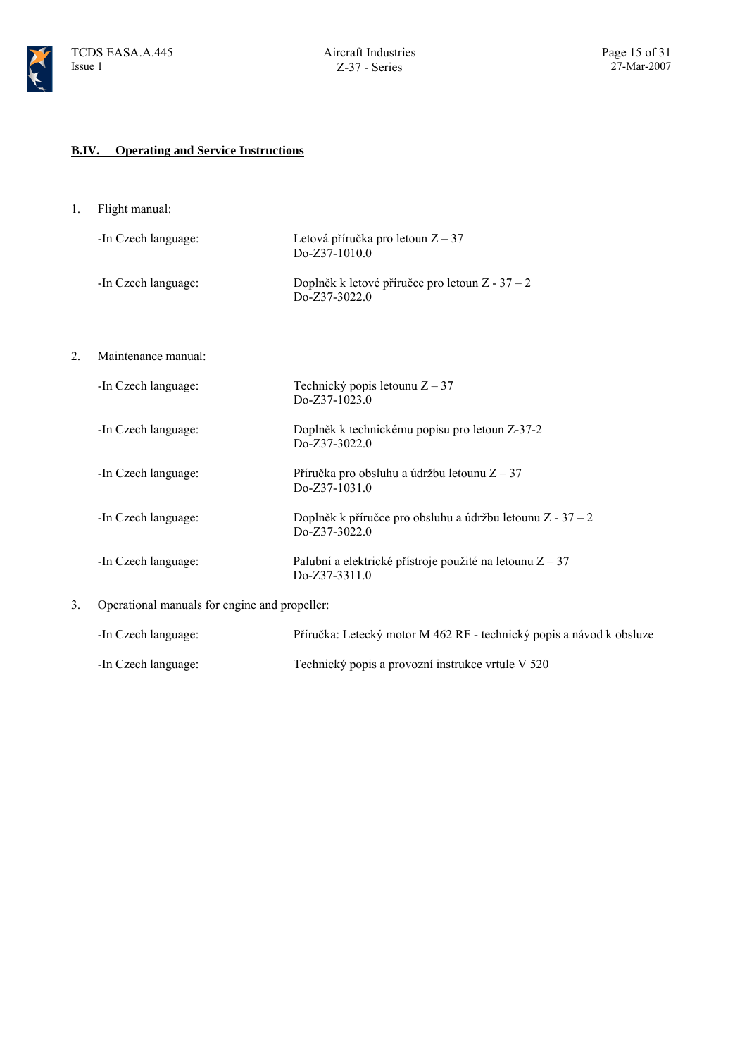## B.IV. Operating and Service Instructions

1. Flight manual:

| | |
|---|---|
| -In Czech language: | Letová příručka pro letoun Z – 37<br>Do-Z37-1010.0 |
| -In Czech language: | Doplněk k letové příručce pro letoun Z - 37 – 2<br>Do-Z37-3022.0 |

2. Maintenance manual:

| | |
|---|---|
| -In Czech language: | Technický popis letounu Z – 37<br>Do-Z37-1023.0 |
| -In Czech language: | Doplněk k technickému popisu pro letoun Z-37-2<br>Do-Z37-3022.0 |
| -In Czech language: | Příručka pro obsluhu a údržbu letounu Z – 37<br>Do-Z37-1031.0 |
| -In Czech language: | Doplněk k příručce pro obsluhu a údržbu letounu Z - 37 – 2<br>Do-Z37-3022.0 |
| -In Czech language: | Palubní a elektrické přístroje použité na letounu Z – 37<br>Do-Z37-3311.0 |

3. Operational manuals for engine and propeller:

| | |
|---|---|
| -In Czech language: | Příručka: Letecký motor M 462 RF - technický popis a návod k obsluze |
| -In Czech language: | Technický popis a provozní instrukce vrtule V 520 |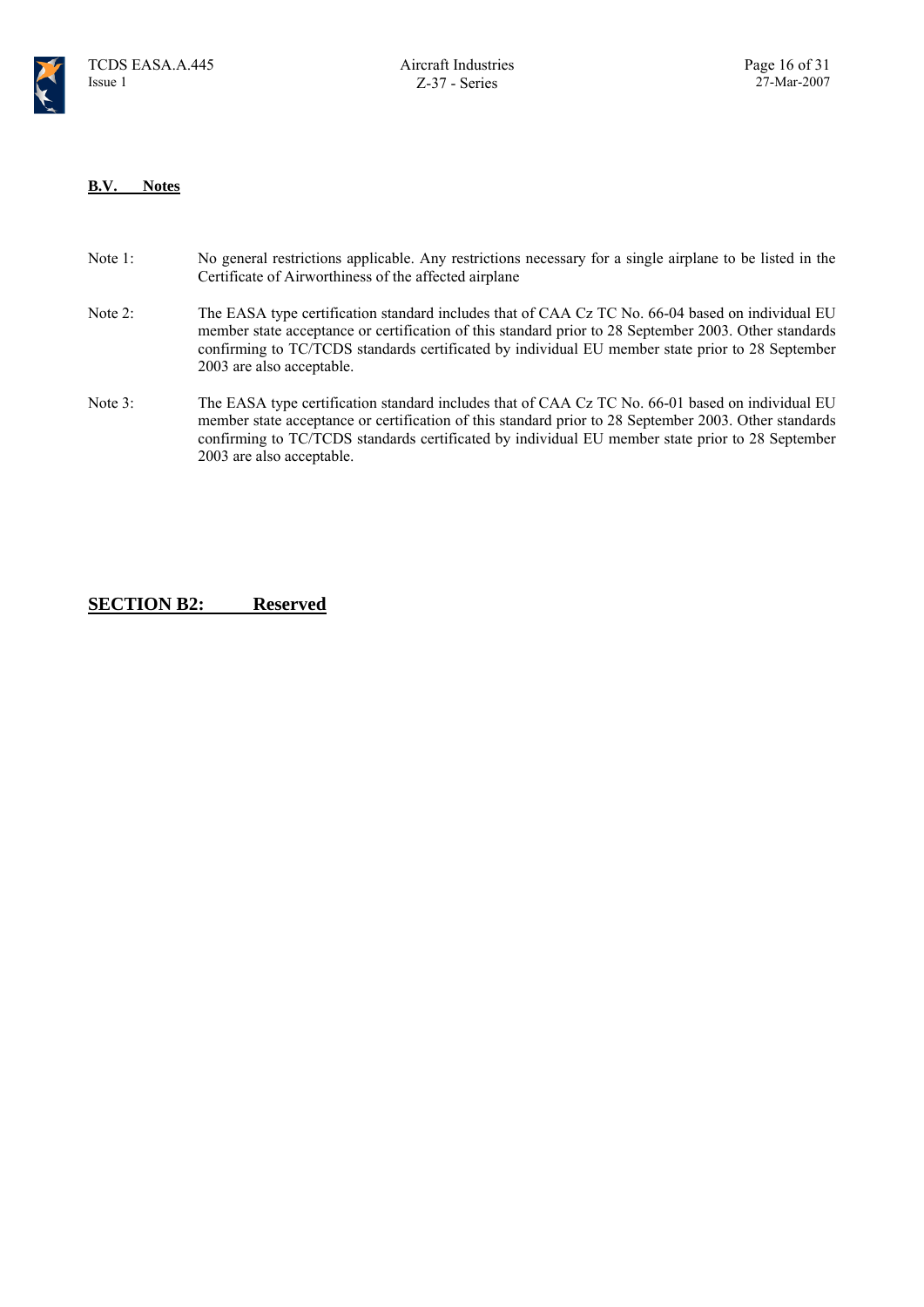### B.V. Notes

Note 1: No general restrictions applicable. Any restrictions necessary for a single airplane to be listed in the Certificate of Airworthiness of the affected airplane

Note 2: The EASA type certification standard includes that of CAA Cz TC No. 66-04 based on individual EU member state acceptance or certification of this standard prior to 28 September 2003. Other standards confirming to TC/TCDS standards certificated by individual EU member state prior to 28 September 2003 are also acceptable.

Note 3: The EASA type certification standard includes that of CAA Cz TC No. 66-01 based on individual EU member state acceptance or certification of this standard prior to 28 September 2003. Other standards confirming to TC/TCDS standards certificated by individual EU member state prior to 28 September 2003 are also acceptable.

## SECTION B2: Reserved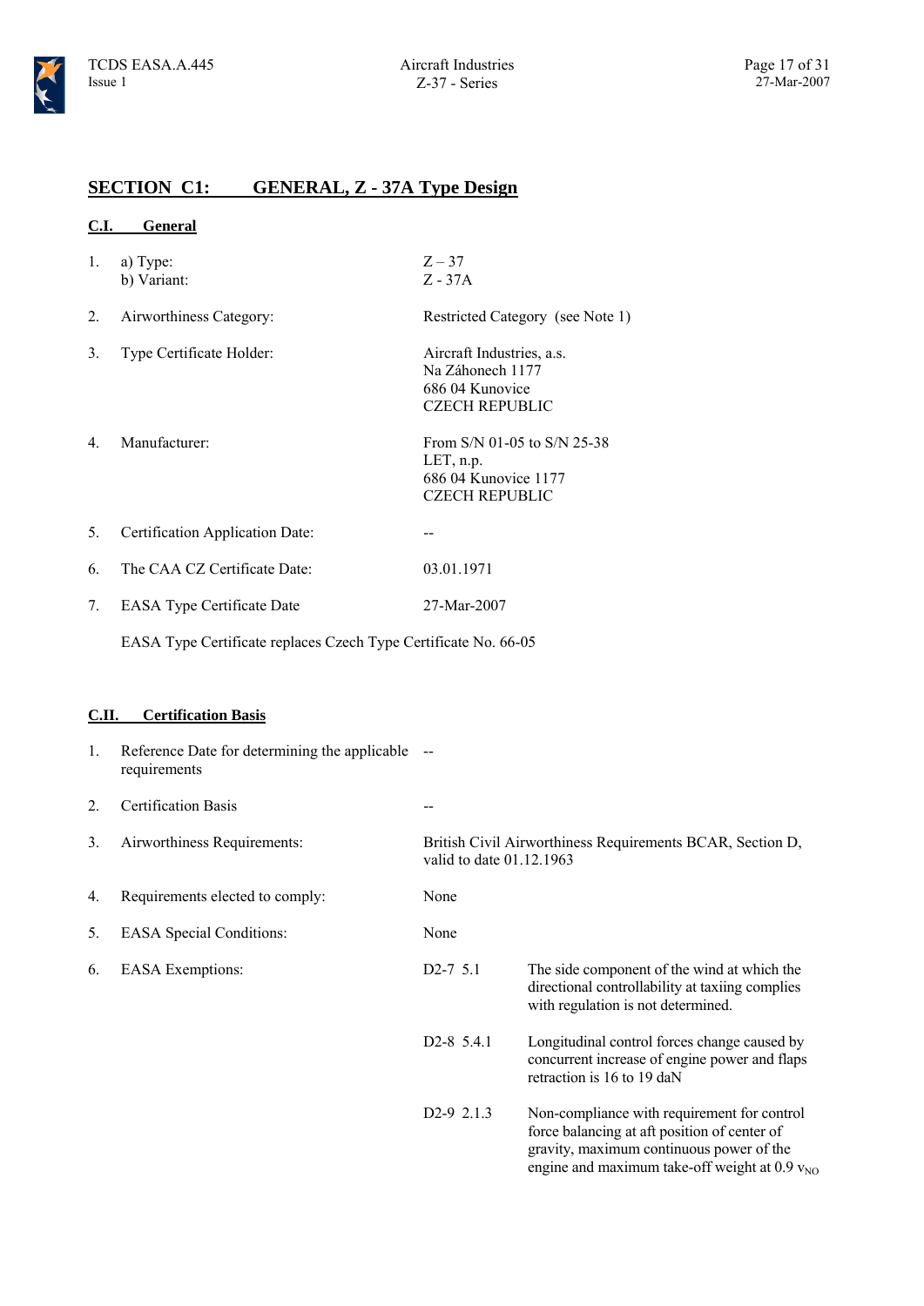## SECTION C1: GENERAL, Z - 37A Type Design

### C.I. General

1. a) Type: Z – 37
   b) Variant: Z - 37A

2. Airworthiness Category: Restricted Category (see Note 1)

3. Type Certificate Holder: Aircraft Industries, a.s.
   Na Záhonech 1177
   686 04 Kunovice
   CZECH REPUBLIC

4. Manufacturer: From S/N 01-05 to S/N 25-38
   LET, n.p.
   686 04 Kunovice 1177
   CZECH REPUBLIC

5. Certification Application Date: --

6. The CAA CZ Certificate Date: 03.01.1971

7. EASA Type Certificate Date 27-Mar-2007

   EASA Type Certificate replaces Czech Type Certificate No. 66-05

### C.II. Certification Basis

1. Reference Date for determining the applicable requirements: --

2. Certification Basis: --

3. Airworthiness Requirements: British Civil Airworthiness Requirements BCAR, Section D, valid to date 01.12.1963

4. Requirements elected to comply: None

5. EASA Special Conditions: None

6. EASA Exemptions:

| | |
|---|---|
| D2-7 5.1 | The side component of the wind at which the directional controllability at taxiing complies with regulation is not determined. |
| D2-8 5.4.1 | Longitudinal control forces change caused by concurrent increase of engine power and flaps retraction is 16 to 19 daN |
| D2-9 2.1.3 | Non-compliance with requirement for control force balancing at aft position of center of gravity, maximum continuous power of the engine and maximum take-off weight at 0.9 $v_{NO}$ |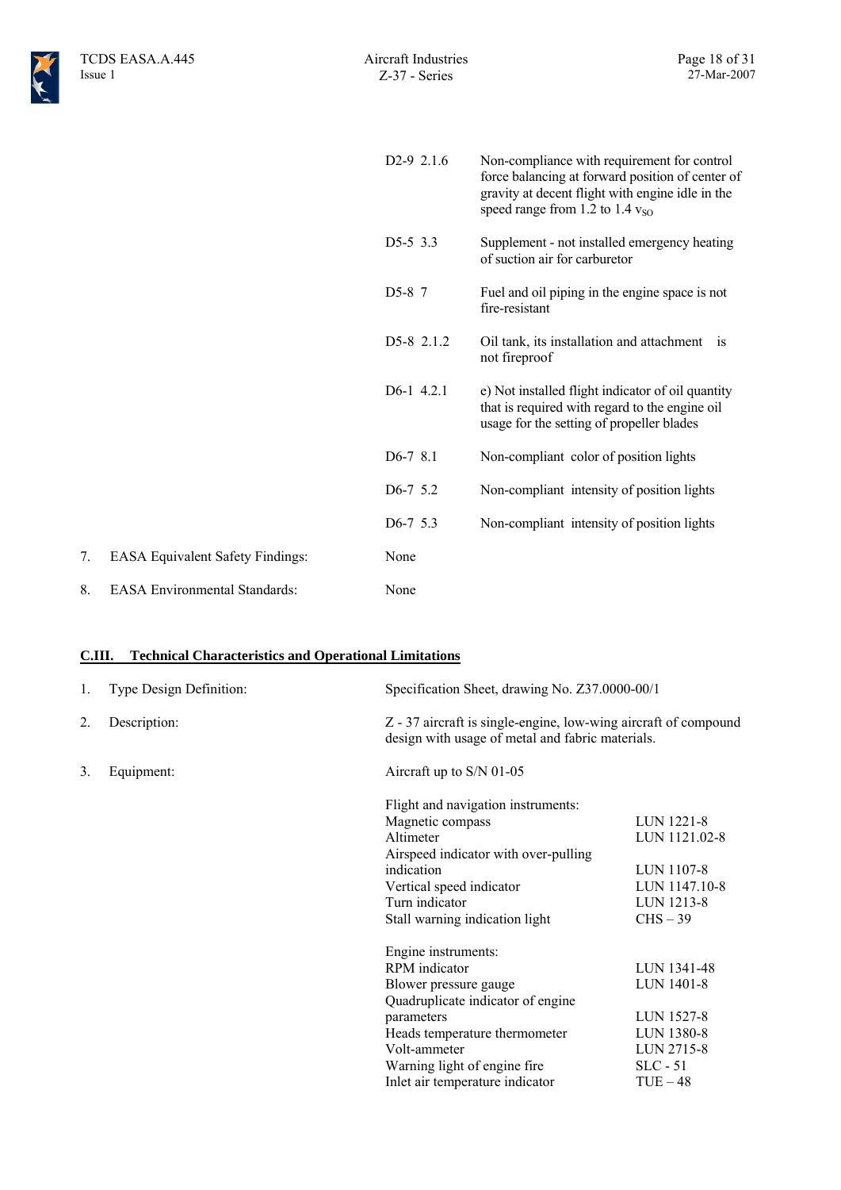| | |
|---|---|
| D2-9 2.1.6 | Non-compliance with requirement for control force balancing at forward position of center of gravity at decent flight with engine idle in the speed range from 1.2 to 1.4 $v_{SO}$ |
| D5-5 3.3 | Supplement - not installed emergency heating of suction air for carburetor |
| D5-8 7 | Fuel and oil piping in the engine space is not fire-resistant |
| D5-8 2.1.2 | Oil tank, its installation and attachment is not fireproof |
| D6-1 4.2.1 | e) Not installed flight indicator of oil quantity that is required with regard to the engine oil usage for the setting of propeller blades |
| D6-7 8.1 | Non-compliant color of position lights |
| D6-7 5.2 | Non-compliant intensity of position lights |
| D6-7 5.3 | Non-compliant intensity of position lights |

7. EASA Equivalent Safety Findings: None

8. EASA Environmental Standards: None

## C.III. Technical Characteristics and Operational Limitations

1. Type Design Definition: Specification Sheet, drawing No. Z37.0000-00/1

2. Description: Z - 37 aircraft is single-engine, low-wing aircraft of compound design with usage of metal and fabric materials.

3. Equipment: Aircraft up to S/N 01-05

| Flight and navigation instruments: | |
|---|---|
| Magnetic compass | LUN 1221-8 |
| Altimeter | LUN 1121.02-8 |
| Airspeed indicator with over-pulling indication | LUN 1107-8 |
| Vertical speed indicator | LUN 1147.10-8 |
| Turn indicator | LUN 1213-8 |
| Stall warning indication light | CHS – 39 |

| Engine instruments: | |
|---|---|
| RPM indicator | LUN 1341-48 |
| Blower pressure gauge | LUN 1401-8 |
| Quadruplicate indicator of engine parameters | LUN 1527-8 |
| Heads temperature thermometer | LUN 1380-8 |
| Volt-ammeter | LUN 2715-8 |
| Warning light of engine fire | SLC - 51 |
| Inlet air temperature indicator | TUE – 48 |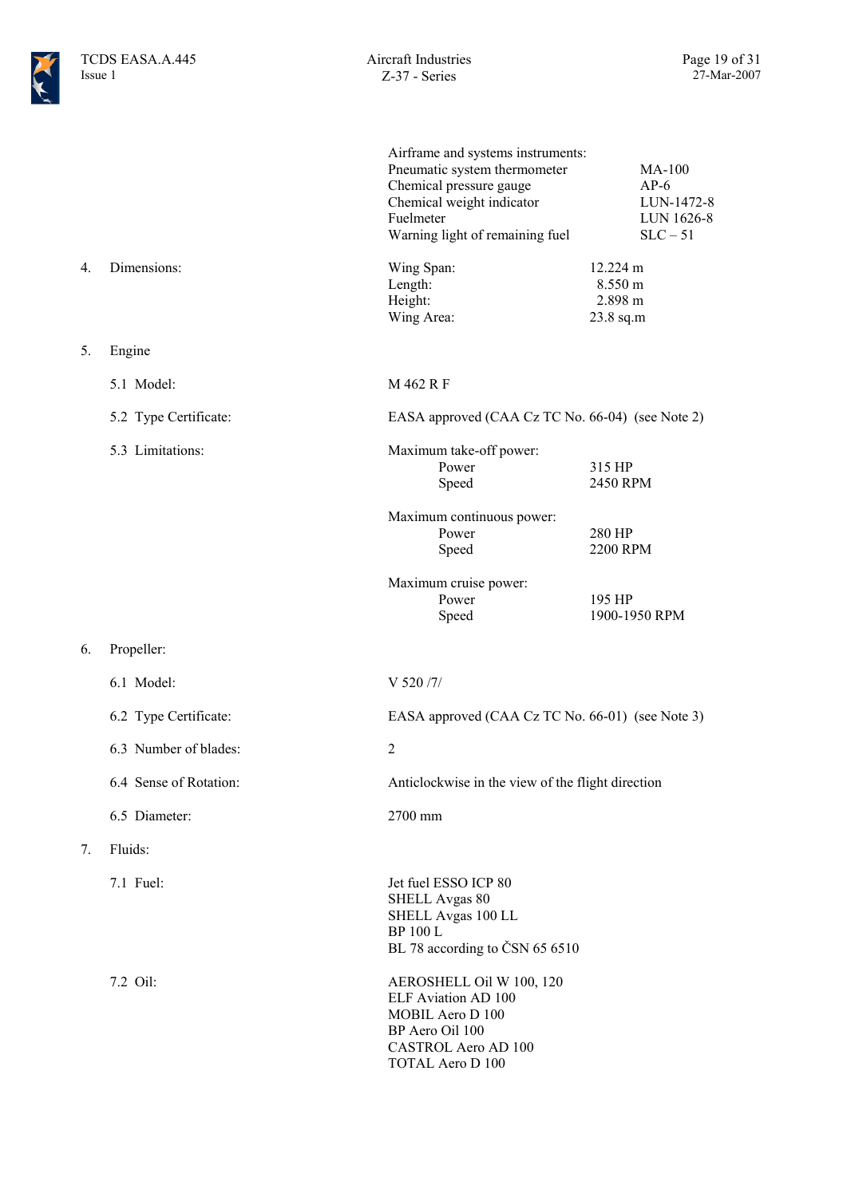| | | | |
|---|---|---|---|
| | | Airframe and systems instruments: | |
| | | Pneumatic system thermometer | MA-100 |
| | | Chemical pressure gauge | AP-6 |
| | | Chemical weight indicator | LUN-1472-8 |
| | | Fuelmeter | LUN 1626-8 |
| | | Warning light of remaining fuel | SLC – 51 |

4. Dimensions:

| | |
|---|---|
| Wing Span: | 12.224 m |
| Length: | 8.550 m |
| Height: | 2.898 m |
| Wing Area: | 23.8 sq.m |

5. Engine

5.1 Model: M 462 R F

5.2 Type Certificate: EASA approved (CAA Cz TC No. 66-04) (see Note 2)

5.3 Limitations:

| | |
|---|---|
| Maximum take-off power: | |
| Power | 315 HP |
| Speed | 2450 RPM |
| Maximum continuous power: | |
| Power | 280 HP |
| Speed | 2200 RPM |
| Maximum cruise power: | |
| Power | 195 HP |
| Speed | 1900-1950 RPM |

6. Propeller:

6.1 Model: V 520 /7/

6.2 Type Certificate: EASA approved (CAA Cz TC No. 66-01) (see Note 3)

6.3 Number of blades: 2

6.4 Sense of Rotation: Anticlockwise in the view of the flight direction

6.5 Diameter: 2700 mm

7. Fluids:

7.1 Fuel:

Jet fuel ESSO ICP 80
SHELL Avgas 80
SHELL Avgas 100 LL
BP 100 L
BL 78 according to ČSN 65 6510

7.2 Oil:

AEROSHELL Oil W 100, 120
ELF Aviation AD 100
MOBIL Aero D 100
BP Aero Oil 100
CASTROL Aero AD 100
TOTAL Aero D 100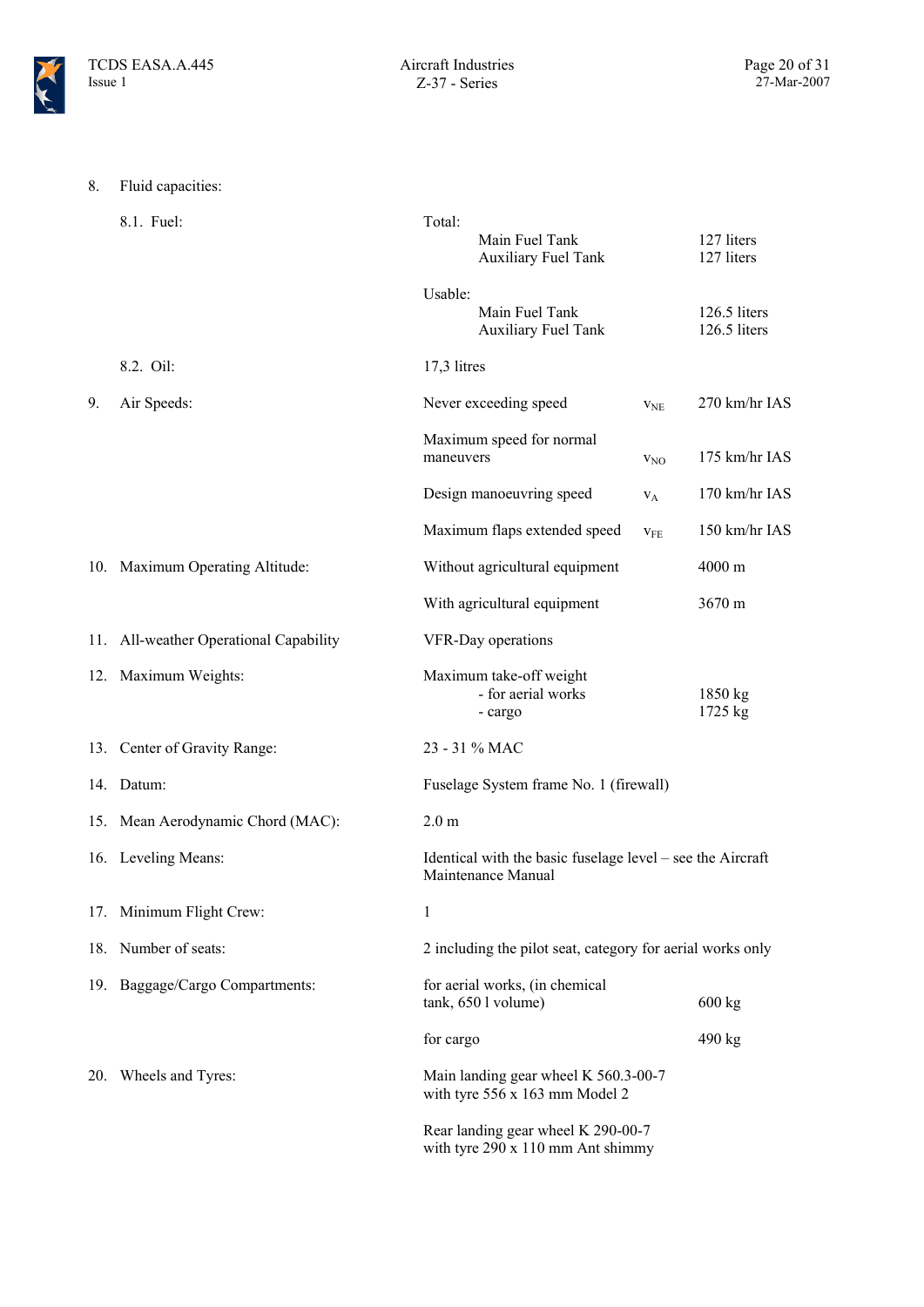8. Fluid capacities:

| | | | |
|---|---|---|---|
| 8.1. Fuel: | Total: | | |
| | Main Fuel Tank | | 127 liters |
| | Auxiliary Fuel Tank | | 127 liters |
| | Usable: | | |
| | Main Fuel Tank | | 126.5 liters |
| | Auxiliary Fuel Tank | | 126.5 liters |
| 8.2. Oil: | 17,3 litres | | |

| | | | |
|---|---|---|---|
| 9. Air Speeds: | Never exceeding speed | $v_{NE}$ | 270 km/hr IAS |
| | Maximum speed for normal maneuvers | $v_{NO}$ | 175 km/hr IAS |
| | Design manoeuvring speed | $v_A$ | 170 km/hr IAS |
| | Maximum flaps extended speed | $v_{FE}$ | 150 km/hr IAS |
| 10. Maximum Operating Altitude: | Without agricultural equipment | | 4000 m |
| | With agricultural equipment | | 3670 m |
| 11. All-weather Operational Capability | VFR-Day operations | | |
| 12. Maximum Weights: | Maximum take-off weight | | |
| | - for aerial works | | 1850 kg |
| | - cargo | | 1725 kg |
| 13. Center of Gravity Range: | 23 - 31 % MAC | | |
| 14. Datum: | Fuselage System frame No. 1 (firewall) | | |
| 15. Mean Aerodynamic Chord (MAC): | 2.0 m | | |
| 16. Leveling Means: | Identical with the basic fuselage level – see the Aircraft Maintenance Manual | | |
| 17. Minimum Flight Crew: | 1 | | |
| 18. Number of seats: | 2 including the pilot seat, category for aerial works only | | |
| 19. Baggage/Cargo Compartments: | for aerial works, (in chemical tank, 650 l volume) | | 600 kg |
| | for cargo | | 490 kg |
| 20. Wheels and Tyres: | Main landing gear wheel K 560.3-00-7 with tyre 556 x 163 mm Model 2 | | |
| | Rear landing gear wheel K 290-00-7 with tyre 290 x 110 mm Ant shimmy | | |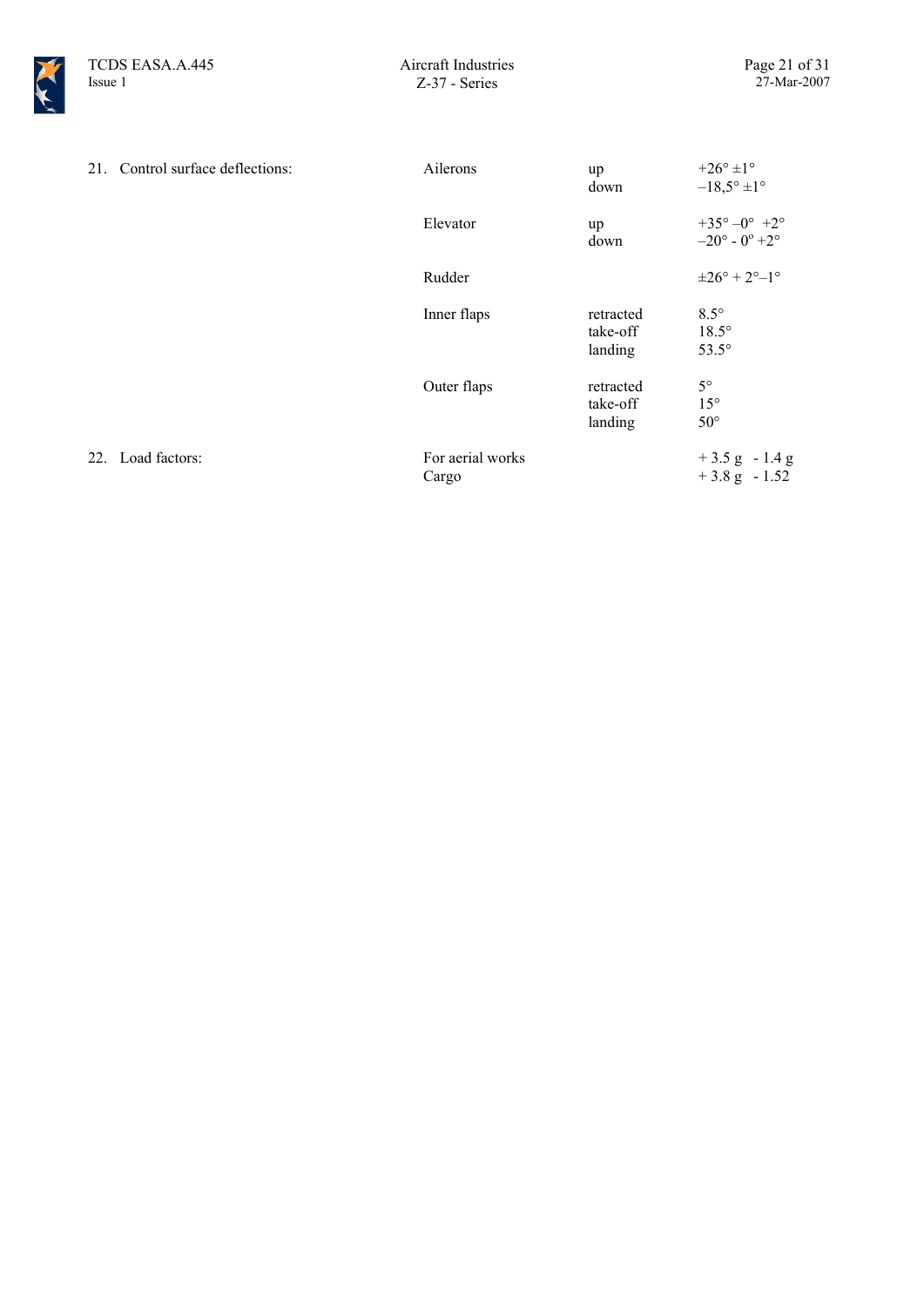| | | | |
|---|---|---|---|
| 21. Control surface deflections: | Ailerons | up | +26° ±1° |
| | | down | –18,5° ±1° |
| | Elevator | up | +35° –0° +2° |
| | | down | –20° - 0° +2° |
| | Rudder | | ±26° + 2°–1° |
| | Inner flaps | retracted | 8.5° |
| | | take-off | 18.5° |
| | | landing | 53.5° |
| | Outer flaps | retracted | 5° |
| | | take-off | 15° |
| | | landing | 50° |
| 22. Load factors: | For aerial works | | + 3.5 g - 1.4 g |
| | Cargo | | + 3.8 g - 1.52 |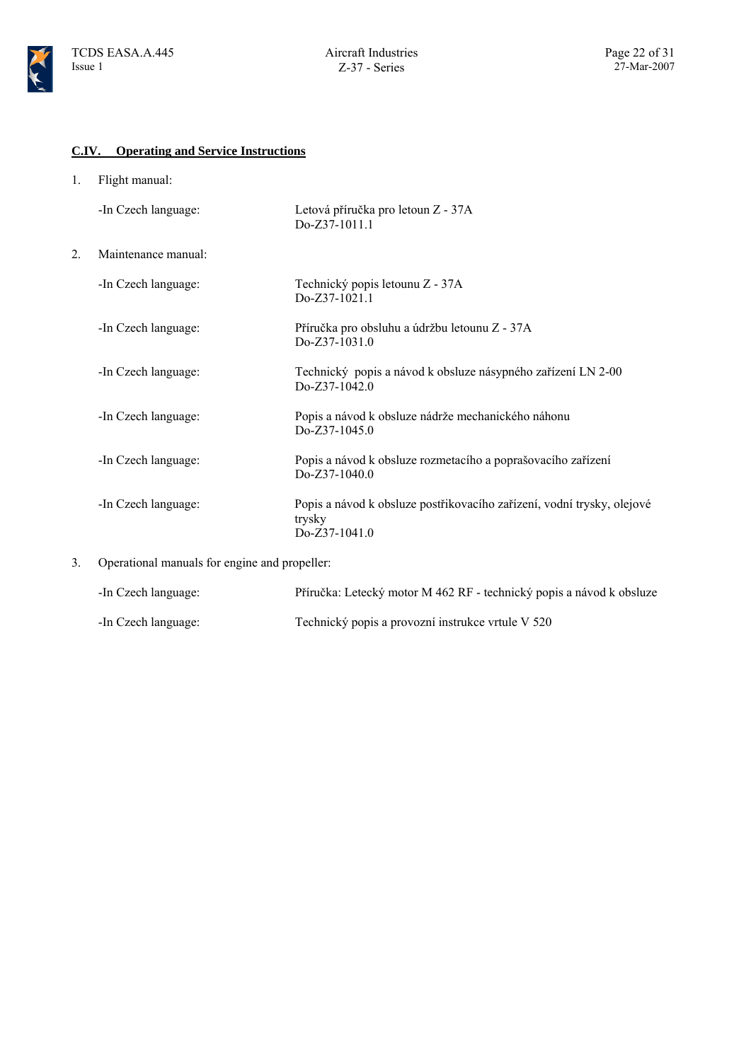## C.IV. Operating and Service Instructions

1. Flight manual:

   -In Czech language: Letová příručka pro letoun Z - 37A
   Do-Z37-1011.1

2. Maintenance manual:

   -In Czech language: Technický popis letounu Z - 37A
   Do-Z37-1021.1

   -In Czech language: Příručka pro obsluhu a údržbu letounu Z - 37A
   Do-Z37-1031.0

   -In Czech language: Technický popis a návod k obsluze násypného zařízení LN 2-00
   Do-Z37-1042.0

   -In Czech language: Popis a návod k obsluze nádrže mechanického náhonu
   Do-Z37-1045.0

   -In Czech language: Popis a návod k obsluze rozmetacího a poprašovacího zařízení
   Do-Z37-1040.0

   -In Czech language: Popis a návod k obsluze postřikovacího zařízení, vodní trysky, olejové trysky
   Do-Z37-1041.0

3. Operational manuals for engine and propeller:

   -In Czech language: Příručka: Letecký motor M 462 RF - technický popis a návod k obsluze

   -In Czech language: Technický popis a provozní instrukce vrtule V 520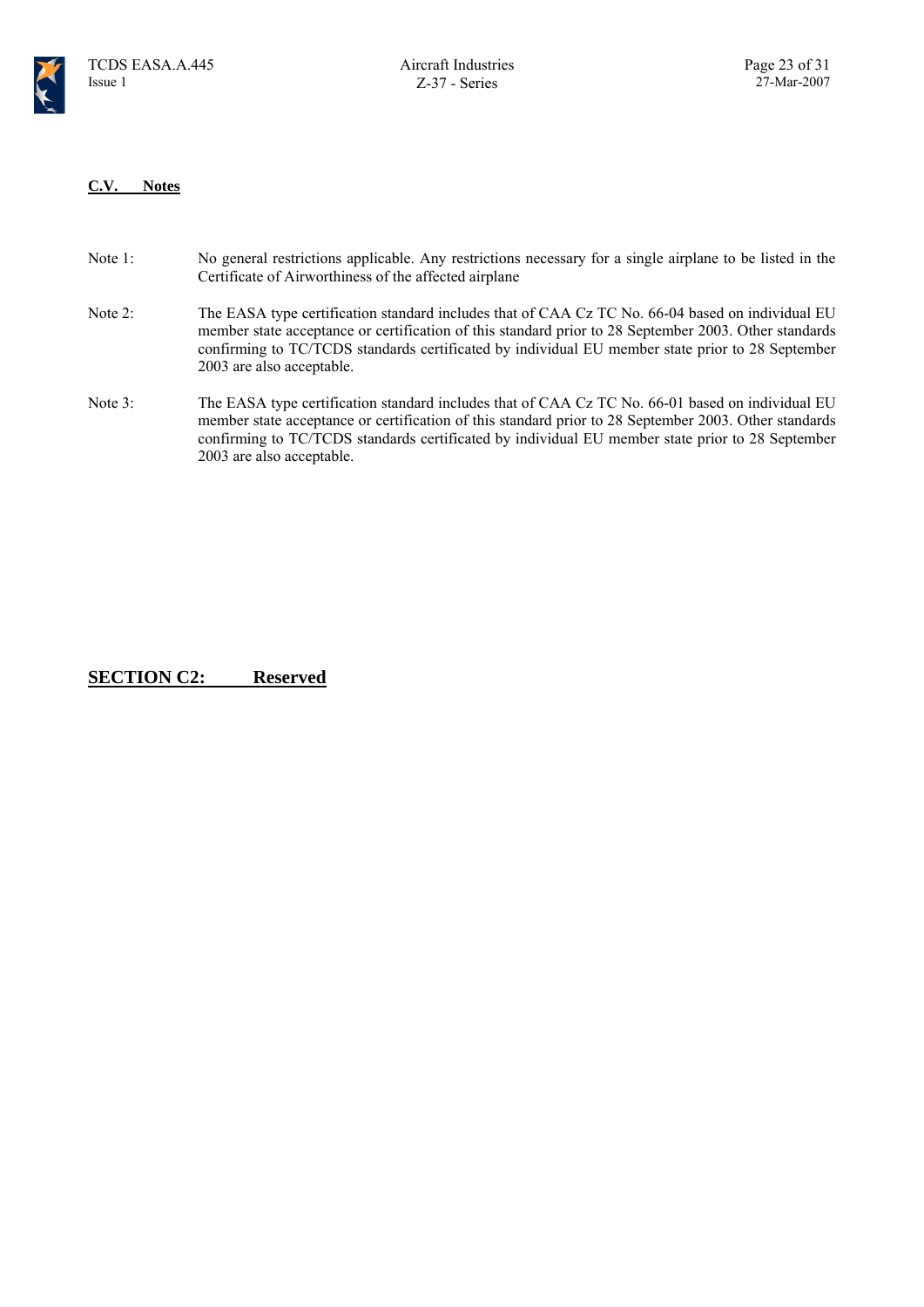### C.V. Notes

Note 1: No general restrictions applicable. Any restrictions necessary for a single airplane to be listed in the Certificate of Airworthiness of the affected airplane

Note 2: The EASA type certification standard includes that of CAA Cz TC No. 66-04 based on individual EU member state acceptance or certification of this standard prior to 28 September 2003. Other standards confirming to TC/TCDS standards certificated by individual EU member state prior to 28 September 2003 are also acceptable.

Note 3: The EASA type certification standard includes that of CAA Cz TC No. 66-01 based on individual EU member state acceptance or certification of this standard prior to 28 September 2003. Other standards confirming to TC/TCDS standards certificated by individual EU member state prior to 28 September 2003 are also acceptable.

## SECTION C2: Reserved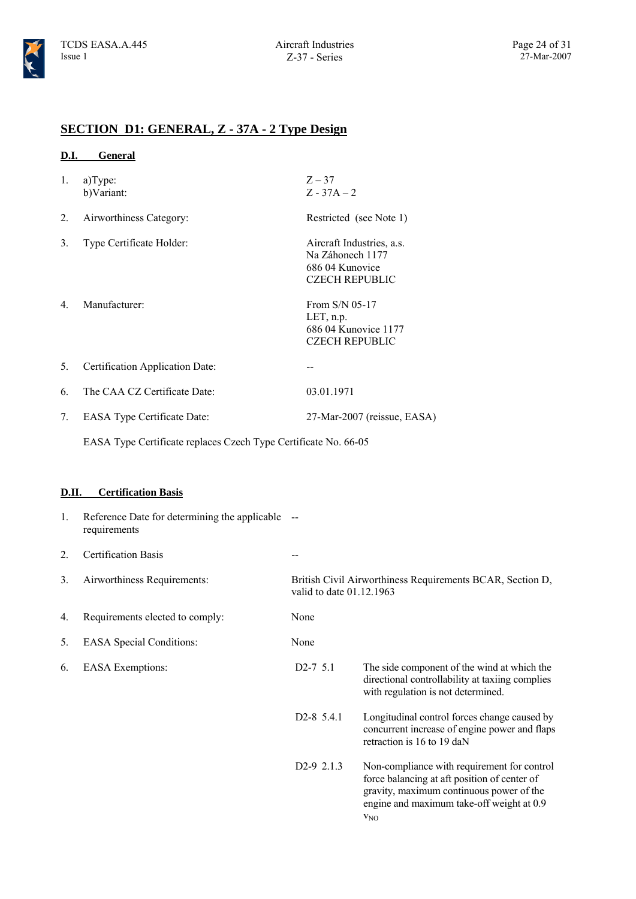## SECTION D1: GENERAL, Z - 37A - 2 Type Design

### D.I. General

| | | |
|---|---|---|
| 1. | a)Type:<br>b)Variant: | Z – 37<br>Z - 37A – 2 |
| 2. | Airworthiness Category: | Restricted (see Note 1) |
| 3. | Type Certificate Holder: | Aircraft Industries, a.s.<br>Na Záhonech 1177<br>686 04 Kunovice<br>CZECH REPUBLIC |
| 4. | Manufacturer: | From S/N 05-17<br>LET, n.p.<br>686 04 Kunovice 1177<br>CZECH REPUBLIC |
| 5. | Certification Application Date: | -- |
| 6. | The CAA CZ Certificate Date: | 03.01.1971 |
| 7. | EASA Type Certificate Date: | 27-Mar-2007 (reissue, EASA) |

EASA Type Certificate replaces Czech Type Certificate No. 66-05

### D.II. Certification Basis

| | | | |
|---|---|---|---|
| 1. | Reference Date for determining the applicable requirements | -- | |
| 2. | Certification Basis | -- | |
| 3. | Airworthiness Requirements: | British Civil Airworthiness Requirements BCAR, Section D, valid to date 01.12.1963 | |
| 4. | Requirements elected to comply: | None | |
| 5. | EASA Special Conditions: | None | |
| 6. | EASA Exemptions: | D2-7 5.1 | The side component of the wind at which the directional controllability at taxiing complies with regulation is not determined. |
| | | D2-8 5.4.1 | Longitudinal control forces change caused by concurrent increase of engine power and flaps retraction is 16 to 19 daN |
| | | D2-9 2.1.3 | Non-compliance with requirement for control force balancing at aft position of center of gravity, maximum continuous power of the engine and maximum take-off weight at 0.9 $v_{NO}$ |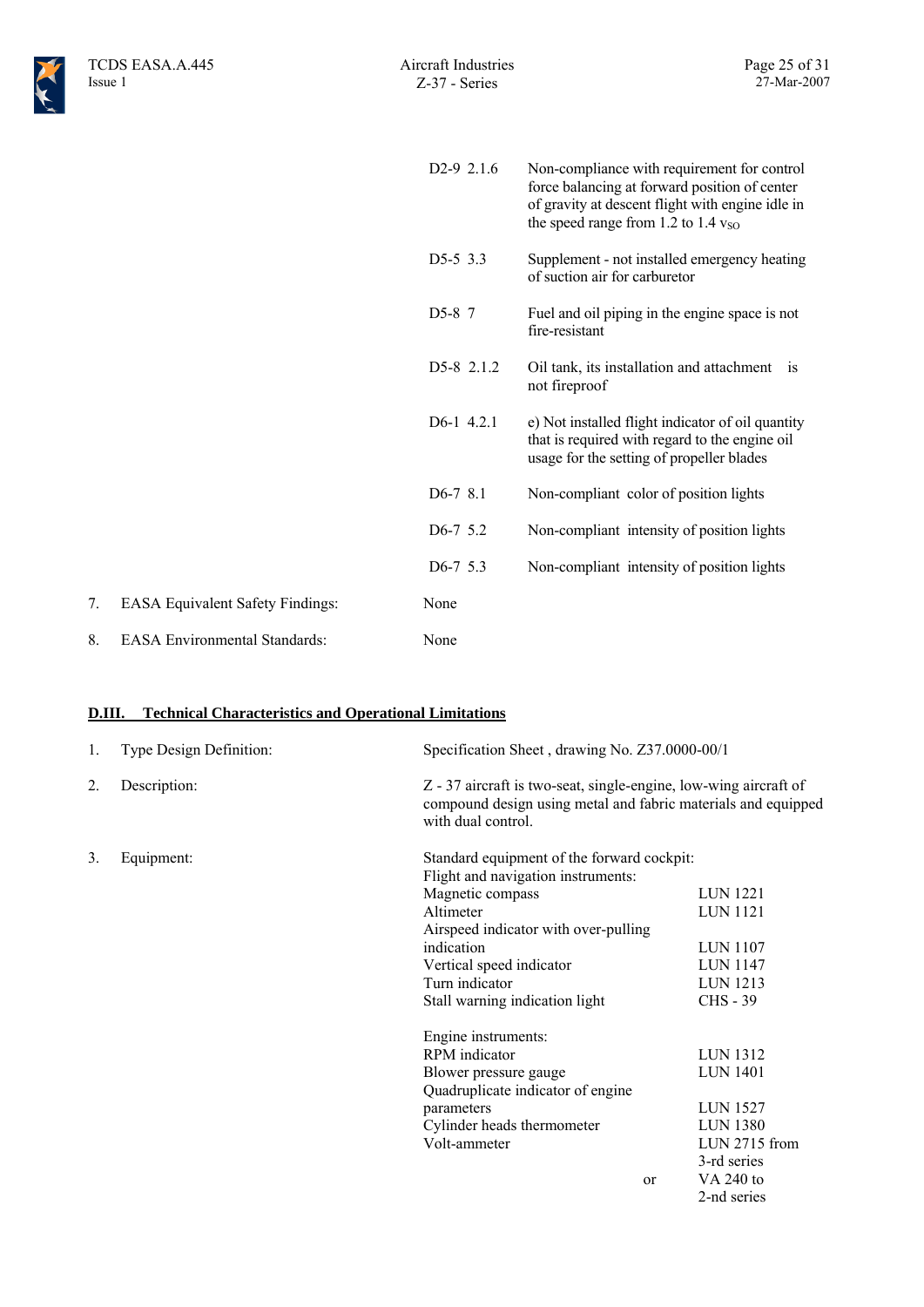| | |
|---|---|
| D2-9 2.1.6 | Non-compliance with requirement for control force balancing at forward position of center of gravity at descent flight with engine idle in the speed range from 1.2 to 1.4 $v_{SO}$ |
| D5-5 3.3 | Supplement - not installed emergency heating of suction air for carburetor |
| D5-8 7 | Fuel and oil piping in the engine space is not fire-resistant |
| D5-8 2.1.2 | Oil tank, its installation and attachment is not fireproof |
| D6-1 4.2.1 | e) Not installed flight indicator of oil quantity that is required with regard to the engine oil usage for the setting of propeller blades |
| D6-7 8.1 | Non-compliant color of position lights |
| D6-7 5.2 | Non-compliant intensity of position lights |
| D6-7 5.3 | Non-compliant intensity of position lights |

7. EASA Equivalent Safety Findings: None

8. EASA Environmental Standards: None

## D.III. Technical Characteristics and Operational Limitations

1. Type Design Definition: Specification Sheet , drawing No. Z37.0000-00/1

2. Description: Z - 37 aircraft is two-seat, single-engine, low-wing aircraft of compound design using metal and fabric materials and equipped with dual control.

3. Equipment:

Standard equipment of the forward cockpit:

Flight and navigation instruments:

| | |
|---|---|
| Magnetic compass | LUN 1221 |
| Altimeter | LUN 1121 |
| Airspeed indicator with over-pulling indication | LUN 1107 |
| Vertical speed indicator | LUN 1147 |
| Turn indicator | LUN 1213 |
| Stall warning indication light | CHS - 39 |

Engine instruments:

| | |
|---|---|
| RPM indicator | LUN 1312 |
| Blower pressure gauge | LUN 1401 |
| Quadruplicate indicator of engine parameters | LUN 1527 |
| Cylinder heads thermometer | LUN 1380 |
| Volt-ammeter | LUN 2715 from 3-rd series |
| or | VA 240 to 2-nd series |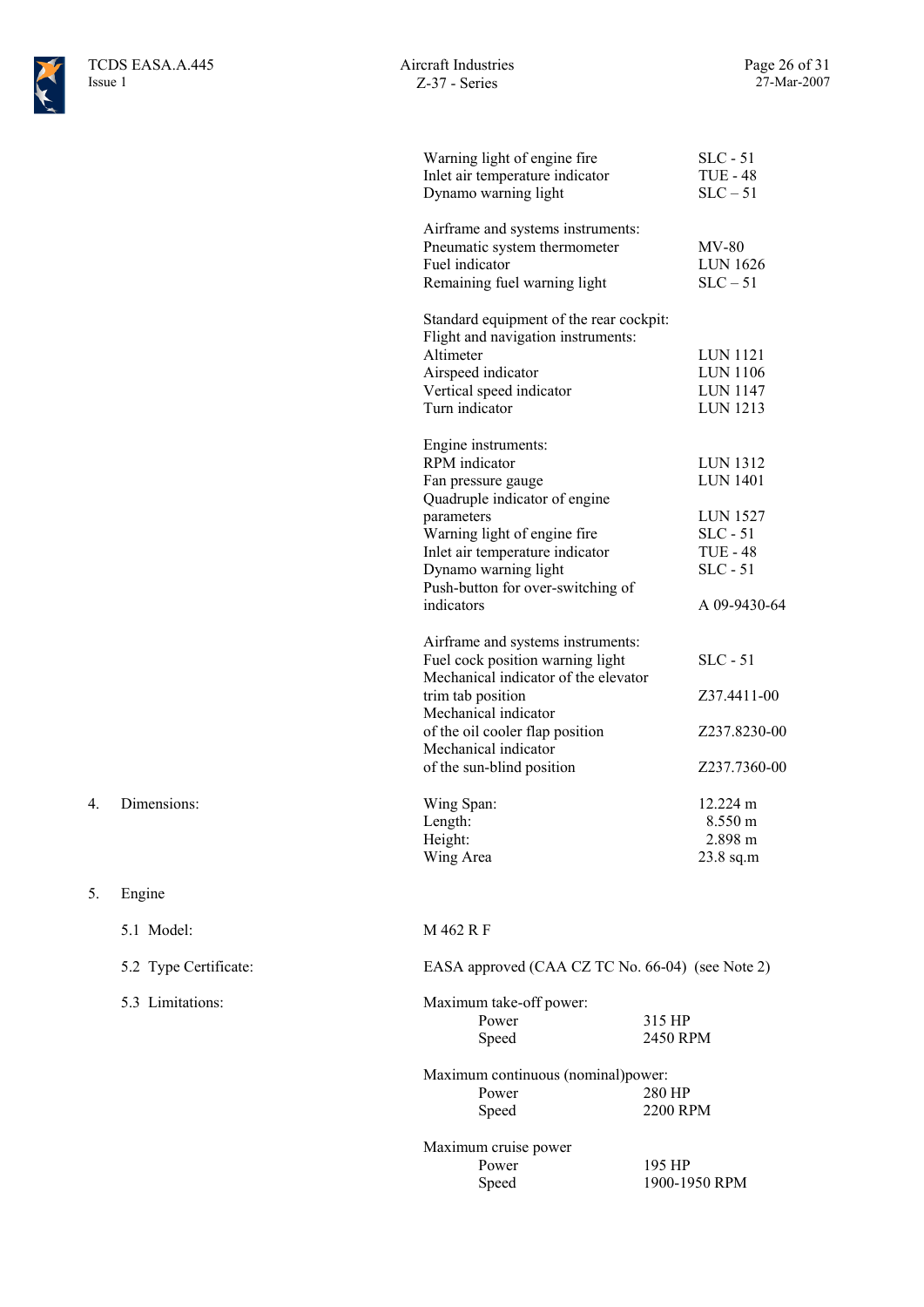| | |
|---|---|
| Warning light of engine fire | SLC - 51 |
| Inlet air temperature indicator | TUE - 48 |
| Dynamo warning light | SLC – 51 |
| | |
| Airframe and systems instruments: | |
| Pneumatic system thermometer | MV-80 |
| Fuel indicator | LUN 1626 |
| Remaining fuel warning light | SLC – 51 |
| | |
| Standard equipment of the rear cockpit: | |
| Flight and navigation instruments: | |
| Altimeter | LUN 1121 |
| Airspeed indicator | LUN 1106 |
| Vertical speed indicator | LUN 1147 |
| Turn indicator | LUN 1213 |
| | |
| Engine instruments: | |
| RPM indicator | LUN 1312 |
| Fan pressure gauge | LUN 1401 |
| Quadruple indicator of engine parameters | LUN 1527 |
| Warning light of engine fire | SLC - 51 |
| Inlet air temperature indicator | TUE - 48 |
| Dynamo warning light | SLC - 51 |
| Push-button for over-switching of indicators | A 09-9430-64 |
| | |
| Airframe and systems instruments: | |
| Fuel cock position warning light | SLC - 51 |
| Mechanical indicator of the elevator trim tab position | Z37.4411-00 |
| Mechanical indicator of the oil cooler flap position | Z237.8230-00 |
| Mechanical indicator of the sun-blind position | Z237.7360-00 |

4. Dimensions:

| | |
|---|---|
| Wing Span: | 12.224 m |
| Length: | 8.550 m |
| Height: | 2.898 m |
| Wing Area | 23.8 sq.m |

5. Engine

5.1 Model: M 462 R F

5.2 Type Certificate: EASA approved (CAA CZ TC No. 66-04) (see Note 2)

5.3 Limitations:

Maximum take-off power:

| | |
|---|---|
| Power | 315 HP |
| Speed | 2450 RPM |

Maximum continuous (nominal)power:

| | |
|---|---|
| Power | 280 HP |
| Speed | 2200 RPM |

Maximum cruise power

| | |
|---|---|
| Power | 195 HP |
| Speed | 1900-1950 RPM |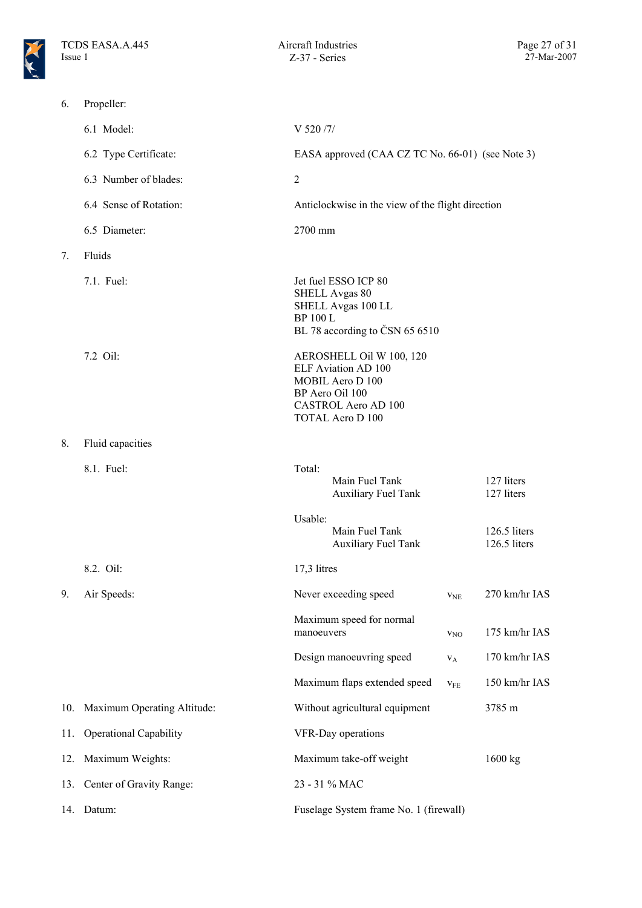6. Propeller:

| | |
|---|---|
| 6.1 Model: | V 520 /7/ |
| 6.2 Type Certificate: | EASA approved (CAA CZ TC No. 66-01) (see Note 3) |
| 6.3 Number of blades: | 2 |
| 6.4 Sense of Rotation: | Anticlockwise in the view of the flight direction |
| 6.5 Diameter: | 2700 mm |

7. Fluids

7.1. Fuel:

Jet fuel ESSO ICP 80
SHELL Avgas 80
SHELL Avgas 100 LL
BP 100 L
BL 78 according to ČSN 65 6510

7.2 Oil:

AEROSHELL Oil W 100, 120
ELF Aviation AD 100
MOBIL Aero D 100
BP Aero Oil 100
CASTROL Aero AD 100
TOTAL Aero D 100

8. Fluid capacities

8.1. Fuel:

Total:

| | |
|---|---|
| Main Fuel Tank | 127 liters |
| Auxiliary Fuel Tank | 127 liters |

Usable:

| | |
|---|---|
| Main Fuel Tank | 126.5 liters |
| Auxiliary Fuel Tank | 126.5 liters |

8.2. Oil: 17,3 litres

9. Air Speeds:

| | | |
|---|---|---|
| Never exceeding speed | $v_{NE}$ | 270 km/hr IAS |
| Maximum speed for normal manoeuvers | $v_{NO}$ | 175 km/hr IAS |
| Design manoeuvring speed | $v_{A}$ | 170 km/hr IAS |
| Maximum flaps extended speed | $v_{FE}$ | 150 km/hr IAS |

10. Maximum Operating Altitude: Without agricultural equipment 3785 m

11. Operational Capability: VFR-Day operations

12. Maximum Weights: Maximum take-off weight 1600 kg

13. Center of Gravity Range: 23 - 31 % MAC

14. Datum: Fuselage System frame No. 1 (firewall)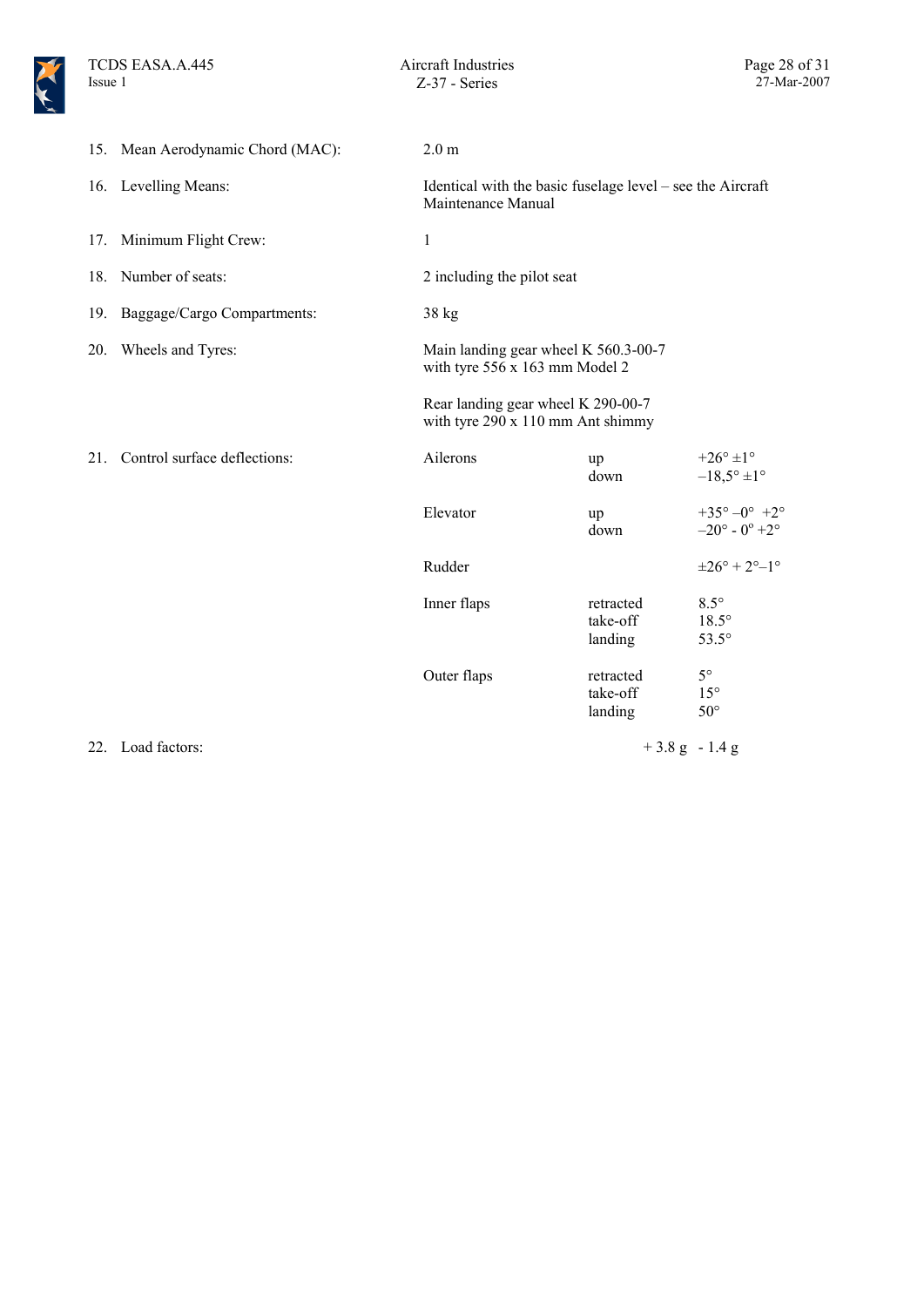15. Mean Aerodynamic Chord (MAC): 2.0 m

16. Levelling Means: Identical with the basic fuselage level – see the Aircraft Maintenance Manual

17. Minimum Flight Crew: 1

18. Number of seats: 2 including the pilot seat

19. Baggage/Cargo Compartments: 38 kg

20. Wheels and Tyres:

    Main landing gear wheel K 560.3-00-7 with tyre 556 x 163 mm Model 2

    Rear landing gear wheel K 290-00-7 with tyre 290 x 110 mm Ant shimmy

21. Control surface deflections:

| Surface | Position | Deflection |
|---|---|---|
| Ailerons | up | +26° ±1° |
| | down | –18,5° ±1° |
| Elevator | up | +35° –0° +2° |
| | down | –20° - 0° +2° |
| Rudder | | ±26° + 2°–1° |
| Inner flaps | retracted | 8.5° |
| | take-off | 18.5° |
| | landing | 53.5° |
| Outer flaps | retracted | 5° |
| | take-off | 15° |
| | landing | 50° |

22. Load factors: + 3.8 g - 1.4 g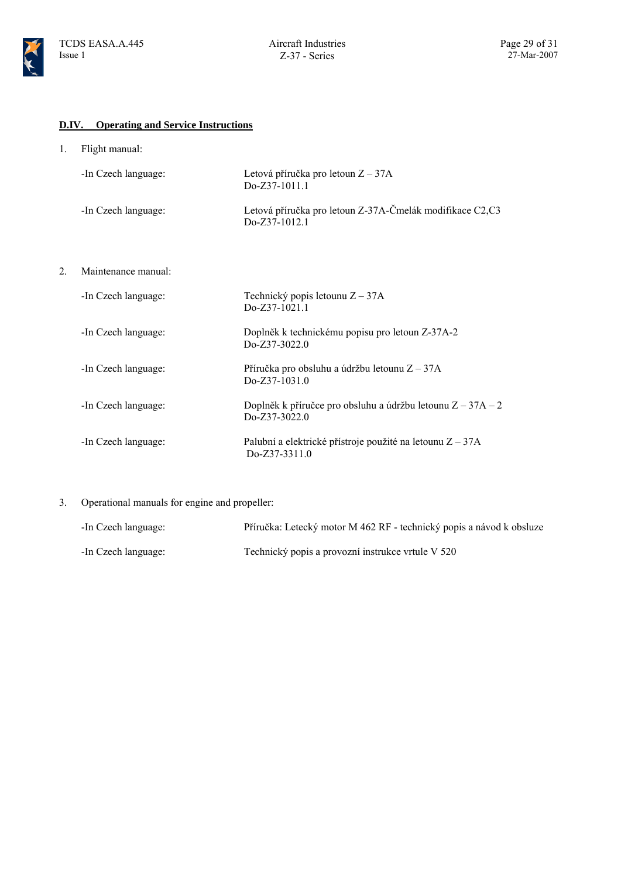## D.IV. Operating and Service Instructions

1. Flight manual:

| | |
|---|---|
| -In Czech language: | Letová příručka pro letoun Z – 37A<br>Do-Z37-1011.1 |
| -In Czech language: | Letová příručka pro letoun Z-37A-Čmelák modifikace C2,C3<br>Do-Z37-1012.1 |

2. Maintenance manual:

| | |
|---|---|
| -In Czech language: | Technický popis letounu Z – 37A<br>Do-Z37-1021.1 |
| -In Czech language: | Doplněk k technickému popisu pro letoun Z-37A-2<br>Do-Z37-3022.0 |
| -In Czech language: | Příručka pro obsluhu a údržbu letounu Z – 37A<br>Do-Z37-1031.0 |
| -In Czech language: | Doplněk k příručce pro obsluhu a údržbu letounu Z – 37A – 2<br>Do-Z37-3022.0 |
| -In Czech language: | Palubní a elektrické přístroje použité na letounu Z – 37A<br>Do-Z37-3311.0 |

3. Operational manuals for engine and propeller:

| | |
|---|---|
| -In Czech language: | Příručka: Letecký motor M 462 RF - technický popis a návod k obsluze |
| -In Czech language: | Technický popis a provozní instrukce vrtule V 520 |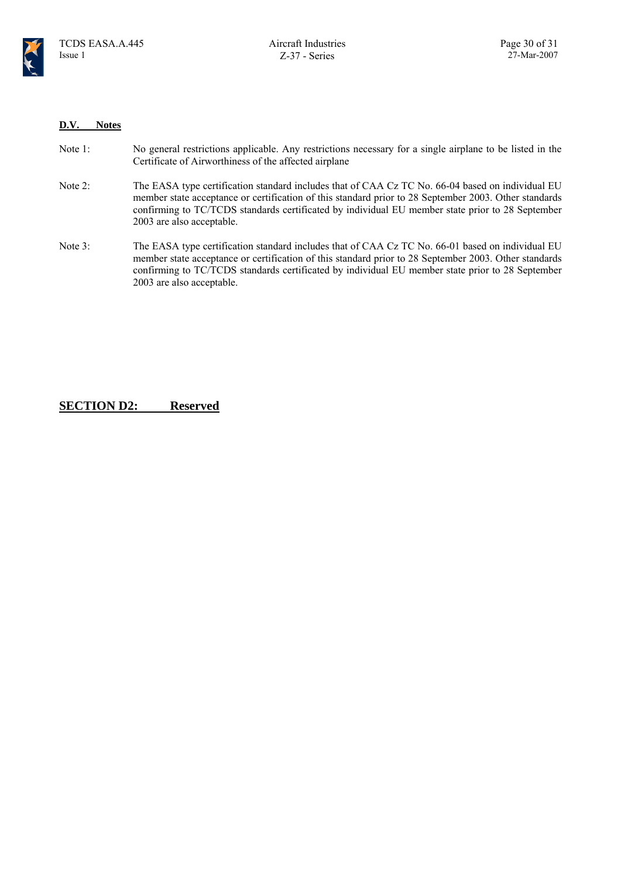## D.V. Notes

Note 1: No general restrictions applicable. Any restrictions necessary for a single airplane to be listed in the Certificate of Airworthiness of the affected airplane

Note 2: The EASA type certification standard includes that of CAA Cz TC No. 66-04 based on individual EU member state acceptance or certification of this standard prior to 28 September 2003. Other standards confirming to TC/TCDS standards certificated by individual EU member state prior to 28 September 2003 are also acceptable.

Note 3: The EASA type certification standard includes that of CAA Cz TC No. 66-01 based on individual EU member state acceptance or certification of this standard prior to 28 September 2003. Other standards confirming to TC/TCDS standards certificated by individual EU member state prior to 28 September 2003 are also acceptable.

# SECTION D2: Reserved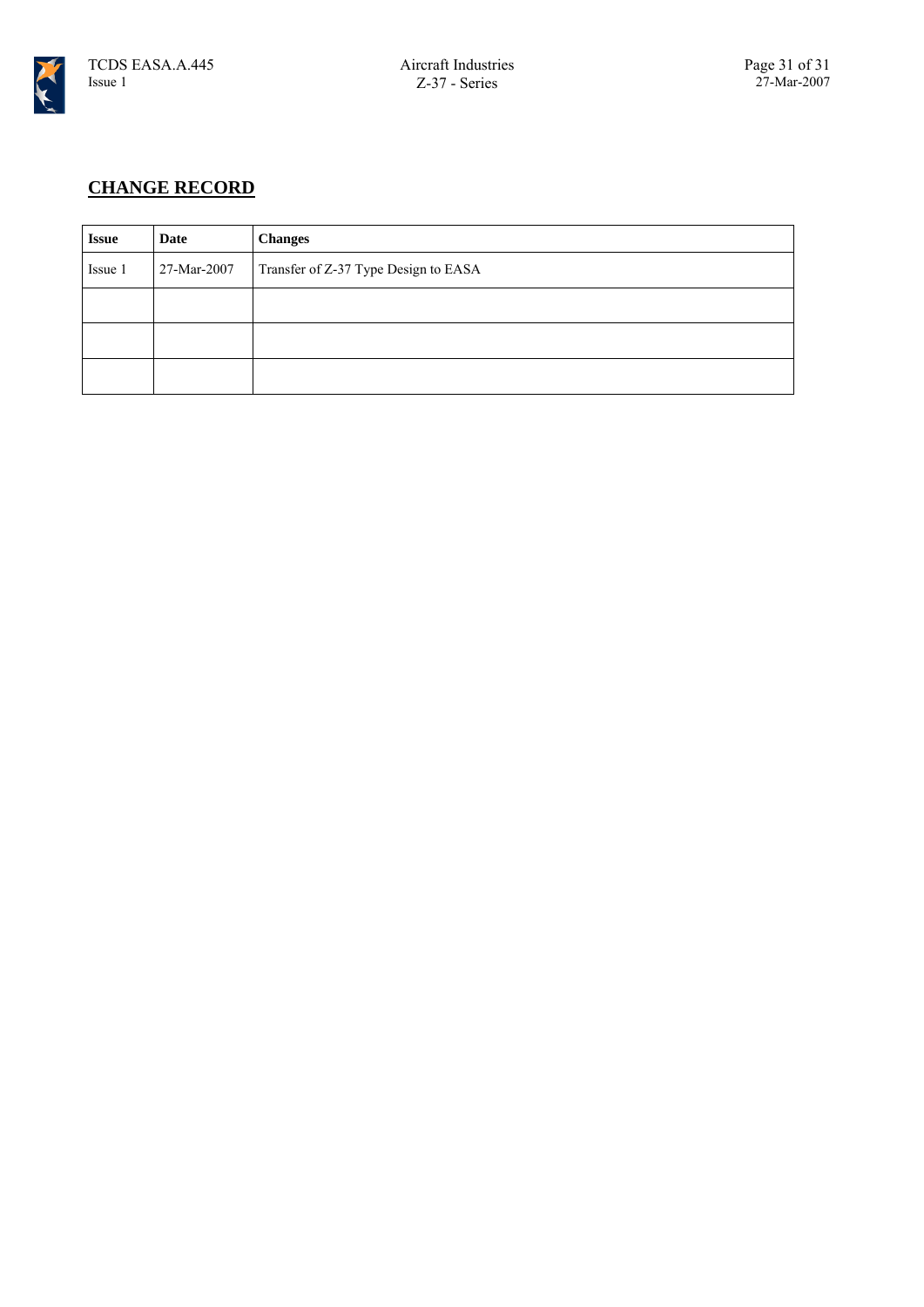## CHANGE RECORD

| Issue | Date | Changes |
|---|---|---|
| Issue 1 | 27-Mar-2007 | Transfer of Z-37 Type Design to EASA |
| | | |
| | | |
| | | |